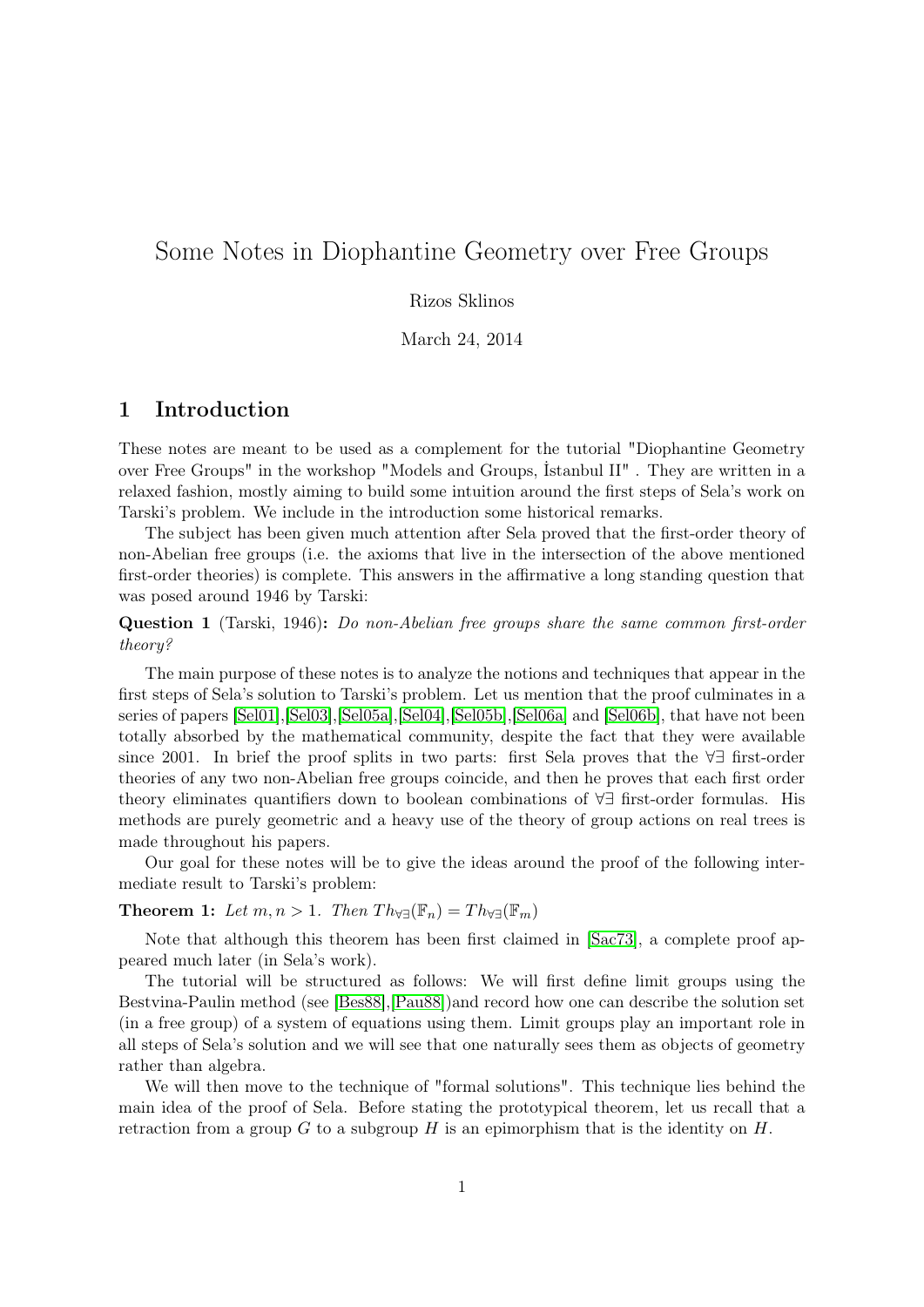# Some Notes in Diophantine Geometry over Free Groups

Rizos Sklinos

March 24, 2014

## 1 Introduction

These notes are meant to be used as a complement for the tutorial "Diophantine Geometry over Free Groups" in the workshop "Models and Groups, İstanbul II" . They are written in a relaxed fashion, mostly aiming to build some intuition around the first steps of Sela's work on Tarski's problem. We include in the introduction some historical remarks.

The subject has been given much attention after Sela proved that the first-order theory of non-Abelian free groups (i.e. the axioms that live in the intersection of the above mentioned first-order theories) is complete. This answers in the affirmative a long standing question that was posed around 1946 by Tarski:

**Question 1** (Tarski, 1946)**:** *Do non-Abelian free groups share the same common first-order theory?*

The main purpose of these notes is to analyze the notions and techniques that appear in the first steps of Sela's solution to Tarski's problem. Let us mention that the proof culminates in a series of papers [Sel01],[Sel03],[Sel05a],[Sel04],[Sel05b],[Sel06a] and [Sel06b], that have not been totally absorbed by the mathematical community, despite the fact that they were available since 2001. In brief the proof splits in two parts: first Sela proves that the $\forall\exists$ first-order theories of any two non-Abelian free groups coincide, and then he proves that each first order theory eliminates quantifiers down to boolean combinations of $\forall\exists$ first-order formulas. His methods are purely geometric and a heavy use of the theory of group actions on real trees is made throughout his papers.

Our goal for these notes will be to give the ideas around the proof of the following intermediate result to Tarski's problem:

**Theorem 1:** *Let $m, n > 1$. Then $Th_{\forall\exists}(\mathbb{F}_n) = Th_{\forall\exists}(\mathbb{F}_m)$*

Note that although this theorem has been first claimed in [Sac73], a complete proof appeared much later (in Sela's work).

The tutorial will be structured as follows: We will first define limit groups using the Bestvina-Paulin method (see [Bes88],[Pau88])and record how one can describe the solution set (in a free group) of a system of equations using them. Limit groups play an important role in all steps of Sela's solution and we will see that one naturally sees them as objects of geometry rather than algebra.

We will then move to the technique of "formal solutions". This technique lies behind the main idea of the proof of Sela. Before stating the prototypical theorem, let us recall that a retraction from a group $G$ to a subgroup $H$ is an epimorphism that is the identity on $H$.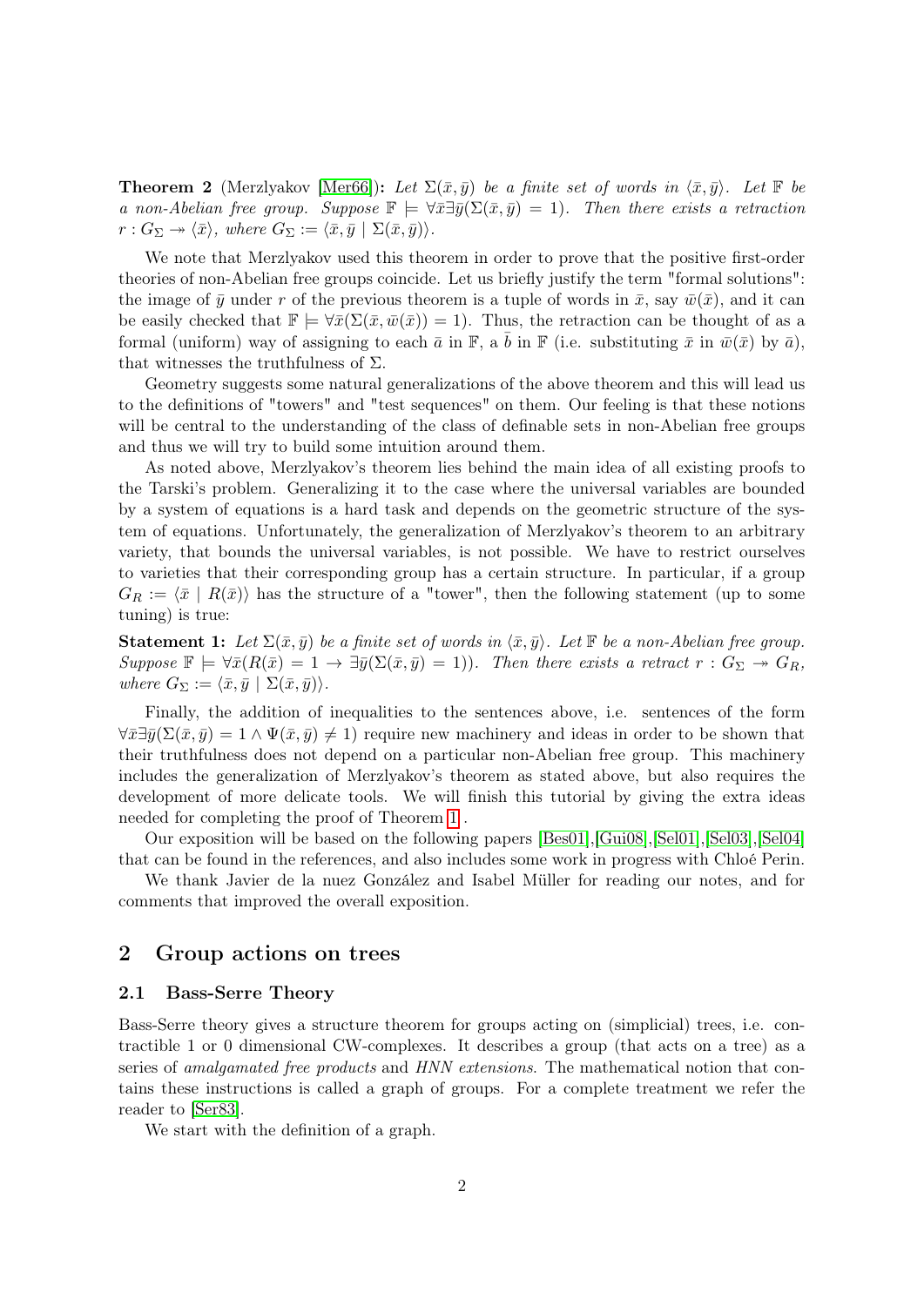**Theorem 2** (Merzlyakov [Mer66])**:** *Let $\Sigma(\bar{x}, \bar{y})$ be a finite set of words in $\langle \bar{x}, \bar{y} \rangle$. Let $\mathbb{F}$ be a non-Abelian free group. Suppose $\mathbb{F} \models \forall \bar{x} \exists \bar{y} (\Sigma(\bar{x}, \bar{y}) = 1)$. Then there exists a retraction $r : G_\Sigma \twoheadrightarrow \langle \bar{x} \rangle$, where $G_\Sigma := \langle \bar{x}, \bar{y} \mid \Sigma(\bar{x}, \bar{y}) \rangle$.*

We note that Merzlyakov used this theorem in order to prove that the positive first-order theories of non-Abelian free groups coincide. Let us briefly justify the term "formal solutions": the image of $\bar{y}$ under $r$ of the previous theorem is a tuple of words in $\bar{x}$, say $\bar{w}(\bar{x})$, and it can be easily checked that $\mathbb{F} \models \forall \bar{x} (\Sigma(\bar{x}, \bar{w}(\bar{x})) = 1)$. Thus, the retraction can be thought of as a formal (uniform) way of assigning to each $\bar{a}$ in $\mathbb{F}$, a $\bar{b}$ in $\mathbb{F}$ (i.e. substituting $\bar{x}$ in $\bar{w}(\bar{x})$ by $\bar{a}$), that witnesses the truthfulness of $\Sigma$.

Geometry suggests some natural generalizations of the above theorem and this will lead us to the definitions of "towers" and "test sequences" on them. Our feeling is that these notions will be central to the understanding of the class of definable sets in non-Abelian free groups and thus we will try to build some intuition around them.

As noted above, Merzlyakov's theorem lies behind the main idea of all existing proofs to the Tarski's problem. Generalizing it to the case where the universal variables are bounded by a system of equations is a hard task and depends on the geometric structure of the system of equations. Unfortunately, the generalization of Merzlyakov's theorem to an arbitrary variety, that bounds the universal variables, is not possible. We have to restrict ourselves to varieties that their corresponding group has a certain structure. In particular, if a group $G_R := \langle \bar{x} \mid R(\bar{x}) \rangle$ has the structure of a "tower", then the following statement (up to some tuning) is true:

**Statement 1:** *Let $\Sigma(\bar{x}, \bar{y})$ be a finite set of words in $\langle \bar{x}, \bar{y} \rangle$. Let $\mathbb{F}$ be a non-Abelian free group. Suppose $\mathbb{F} \models \forall \bar{x} (R(\bar{x}) = 1 \to \exists \bar{y} (\Sigma(\bar{x}, \bar{y}) = 1))$. Then there exists a retract $r : G_\Sigma \twoheadrightarrow G_R$, where $G_\Sigma := \langle \bar{x}, \bar{y} \mid \Sigma(\bar{x}, \bar{y}) \rangle$.*

Finally, the addition of inequalities to the sentences above, i.e. sentences of the form $\forall \bar{x} \exists \bar{y} (\Sigma(\bar{x}, \bar{y}) = 1 \wedge \Psi(\bar{x}, \bar{y}) \neq 1)$ require new machinery and ideas in order to be shown that their truthfulness does not depend on a particular non-Abelian free group. This machinery includes the generalization of Merzlyakov's theorem as stated above, but also requires the development of more delicate tools. We will finish this tutorial by giving the extra ideas needed for completing the proof of Theorem 1.

Our exposition will be based on the following papers [Bes01],[Gui08],[Sel01],[Sel03],[Sel04] that can be found in the references, and also includes some work in progress with Chloé Perin.

We thank Javier de la nuez González and Isabel Müller for reading our notes, and for comments that improved the overall exposition.

## 2 Group actions on trees

### 2.1 Bass-Serre Theory

Bass-Serre theory gives a structure theorem for groups acting on (simplicial) trees, i.e. contractible 1 or 0 dimensional CW-complexes. It describes a group (that acts on a tree) as a series of *amalgamated free products* and *HNN extensions*. The mathematical notion that contains these instructions is called a graph of groups. For a complete treatment we refer the reader to [Ser83].

We start with the definition of a graph.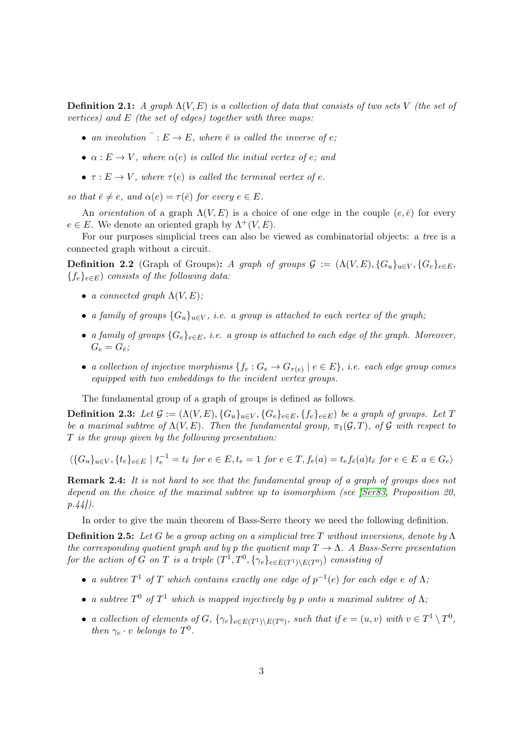**Definition 2.1:** *A graph $\Lambda(V, E)$ is a collection of data that consists of two sets $V$ (the set of vertices) and $E$ (the set of edges) together with three maps:*

- *an involution $^{-} : E \to E$, where $\bar{e}$ is called the inverse of $e$;*
- *$\alpha : E \to V$, where $\alpha(e)$ is called the initial vertex of $e$; and*
- *$\tau : E \to V$, where $\tau(e)$ is called the terminal vertex of $e$.*

*so that $\bar{e} \neq e$, and $\alpha(e) = \tau(\bar{e})$ for every $e \in E$.*

An *orientation* of a graph $\Lambda(V, E)$ is a choice of one edge in the couple $(e, \bar{e})$ for every $e \in E$. We denote an oriented graph by $\Lambda^+(V, E)$.

For our purposes simplicial trees can also be viewed as combinatorial objects: a *tree* is a connected graph without a circuit.

**Definition 2.2** (Graph of Groups)**:** *A graph of groups $\mathcal{G} := (\Lambda(V, E), \{G_u\}_{u \in V}, \{G_e\}_{e \in E}, \{f_e\}_{e \in E})$ consists of the following data:*

- *a connected graph $\Lambda(V, E)$;*
- *a family of groups $\{G_u\}_{u \in V}$, i.e. a group is attached to each vertex of the graph;*
- *a family of groups $\{G_e\}_{e \in E}$, i.e. a group is attached to each edge of the graph. Moreover, $G_e = G_{\bar{e}}$;*
- *a collection of injective morphisms $\{f_e : G_e \to G_{\tau(e)} \mid e \in E\}$, i.e. each edge group comes equipped with two embeddings to the incident vertex groups.*

The fundamental group of a graph of groups is defined as follows.

**Definition 2.3:** *Let $\mathcal{G} := (\Lambda(V, E), \{G_u\}_{u \in V}, \{G_e\}_{e \in E}, \{f_e\}_{e \in E})$ be a graph of groups. Let $T$ be a maximal subtree of $\Lambda(V, E)$. Then the fundamental group, $\pi_1(\mathcal{G}, T)$, of $\mathcal{G}$ with respect to $T$ is the group given by the following presentation:*

$$\langle \{G_u\}_{u \in V}, \{t_e\}_{e \in E} \mid t_e^{-1} = t_{\bar{e}} \text{ for } e \in E, t_e = 1 \text{ for } e \in T, f_e(a) = t_e f_{\bar{e}}(a) t_{\bar{e}} \text{ for } e \in E \ a \in G_e \rangle$$

**Remark 2.4:** *It is not hard to see that the fundamental group of a graph of groups does not depend on the choice of the maximal subtree up to isomorphism (see [Ser83, Proposition 20, p.44]).*

In order to give the main theorem of Bass-Serre theory we need the following definition.

**Definition 2.5:** *Let $G$ be a group acting on a simplicial tree $T$ without inversions, denote by $\Lambda$ the corresponding quotient graph and by $p$ the quotient map $T \to \Lambda$. A Bass-Serre presentation for the action of $G$ on $T$ is a triple $(T^1, T^0, \{\gamma_e\}_{e \in E(T^1) \setminus E(T^0)})$ consisting of*

- *a subtree $T^1$ of $T$ which contains exactly one edge of $p^{-1}(e)$ for each edge $e$ of $\Lambda$;*
- *a subtree $T^0$ of $T^1$ which is mapped injectively by $p$ onto a maximal subtree of $\Lambda$;*
- *a collection of elements of $G$, $\{\gamma_e\}_{e \in E(T^1) \setminus E(T^0)}$, such that if $e = (u, v)$ with $v \in T^1 \setminus T^0$, then $\gamma_e \cdot v$ belongs to $T^0$.*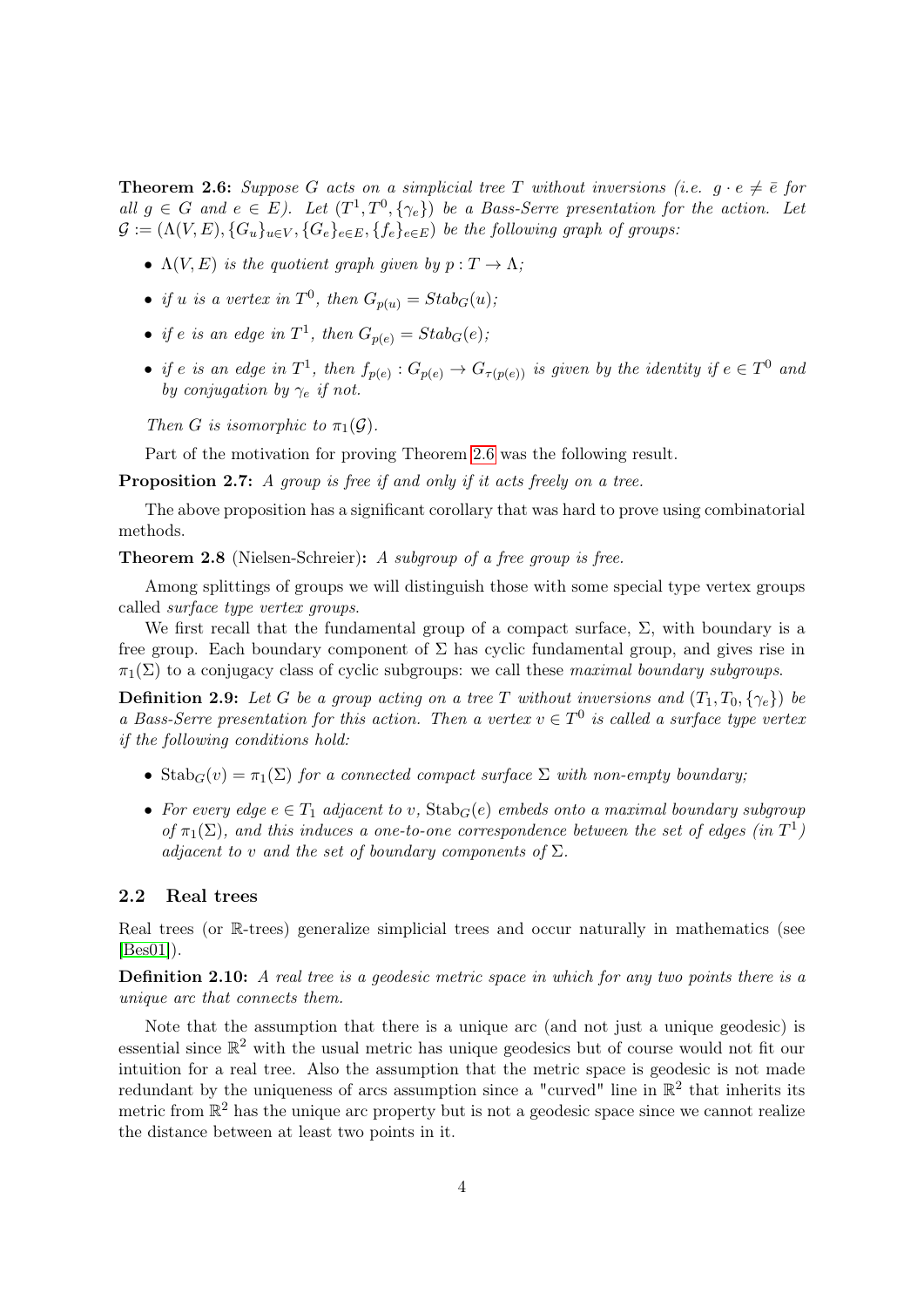**Theorem 2.6:** *Suppose $G$ acts on a simplicial tree $T$ without inversions (i.e. $g \cdot e \neq \bar{e}$ for all $g \in G$ and $e \in E$). Let $(T^1, T^0, \{\gamma_e\})$ be a Bass-Serre presentation for the action. Let $\mathcal{G} := (\Lambda(V, E), \{G_u\}_{u \in V}, \{G_e\}_{e \in E}, \{f_e\}_{e \in E})$ be the following graph of groups:*

- *$\Lambda(V, E)$ is the quotient graph given by $p : T \to \Lambda$;*
- *if $u$ is a vertex in $T^0$, then $G_{p(u)} = Stab_G(u)$;*
- *if $e$ is an edge in $T^1$, then $G_{p(e)} = Stab_G(e)$;*
- *if $e$ is an edge in $T^1$, then $f_{p(e)} : G_{p(e)} \to G_{\tau(p(e))}$ is given by the identity if $e \in T^0$ and by conjugation by $\gamma_e$ if not.*

*Then $G$ is isomorphic to $\pi_1(\mathcal{G})$.*

Part of the motivation for proving Theorem 2.6 was the following result.

**Proposition 2.7:** *A group is free if and only if it acts freely on a tree.*

The above proposition has a significant corollary that was hard to prove using combinatorial methods.

**Theorem 2.8** (Nielsen-Schreier)**:** *A subgroup of a free group is free.*

Among splittings of groups we will distinguish those with some special type vertex groups called *surface type vertex groups*.

We first recall that the fundamental group of a compact surface, $\Sigma$, with boundary is a free group. Each boundary component of $\Sigma$ has cyclic fundamental group, and gives rise in $\pi_1(\Sigma)$ to a conjugacy class of cyclic subgroups: we call these *maximal boundary subgroups*.

**Definition 2.9:** *Let $G$ be a group acting on a tree $T$ without inversions and $(T_1, T_0, \{\gamma_e\})$ be a Bass-Serre presentation for this action. Then a vertex $v \in T^0$ is called a surface type vertex if the following conditions hold:*

- *$\mathrm{Stab}_G(v) = \pi_1(\Sigma)$ for a connected compact surface $\Sigma$ with non-empty boundary;*
- *For every edge $e \in T_1$ adjacent to $v$, $\mathrm{Stab}_G(e)$ embeds onto a maximal boundary subgroup of $\pi_1(\Sigma)$, and this induces a one-to-one correspondence between the set of edges (in $T^1$) adjacent to $v$ and the set of boundary components of $\Sigma$.*

## 2.2 Real trees

Real trees (or $\mathbb{R}$-trees) generalize simplicial trees and occur naturally in mathematics (see [Bes01]).

**Definition 2.10:** *A real tree is a geodesic metric space in which for any two points there is a unique arc that connects them.*

Note that the assumption that there is a unique arc (and not just a unique geodesic) is essential since $\mathbb{R}^2$ with the usual metric has unique geodesics but of course would not fit our intuition for a real tree. Also the assumption that the metric space is geodesic is not made redundant by the uniqueness of arcs assumption since a "curved" line in $\mathbb{R}^2$ that inherits its metric from $\mathbb{R}^2$ has the unique arc property but is not a geodesic space since we cannot realize the distance between at least two points in it.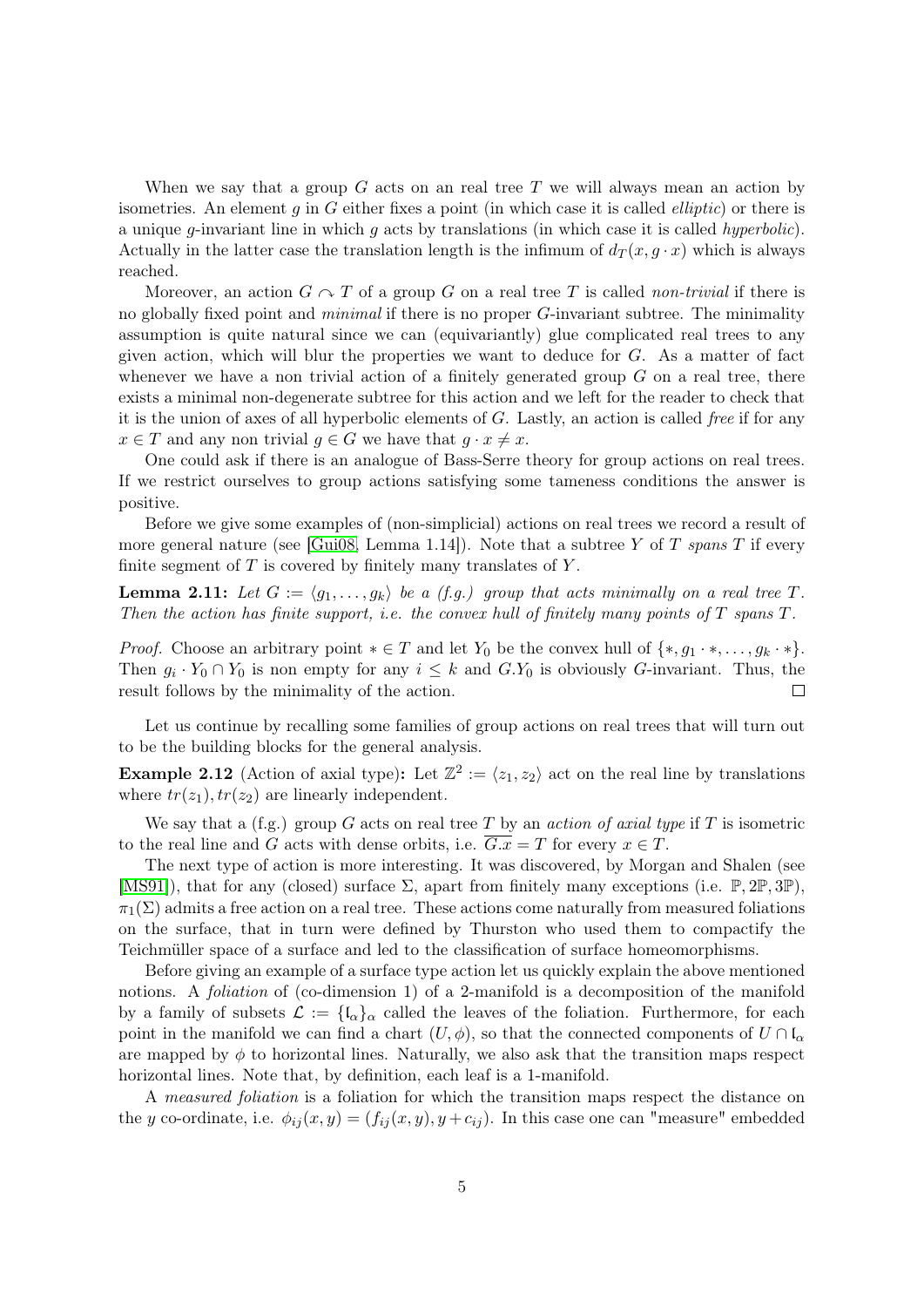When we say that a group $G$ acts on an real tree $T$ we will always mean an action by isometries. An element $g$ in $G$ either fixes a point (in which case it is called *elliptic*) or there is a unique $g$-invariant line in which $g$ acts by translations (in which case it is called *hyperbolic*). Actually in the latter case the translation length is the infimum of $d_T(x, g \cdot x)$ which is always reached.

Moreover, an action $G \curvearrowright T$ of a group $G$ on a real tree $T$ is called *non-trivial* if there is no globally fixed point and *minimal* if there is no proper $G$-invariant subtree. The minimality assumption is quite natural since we can (equivariantly) glue complicated real trees to any given action, which will blur the properties we want to deduce for $G$. As a matter of fact whenever we have a non trivial action of a finitely generated group $G$ on a real tree, there exists a minimal non-degenerate subtree for this action and we left for the reader to check that it is the union of axes of all hyperbolic elements of $G$. Lastly, an action is called *free* if for any $x \in T$ and any non trivial $g \in G$ we have that $g \cdot x \neq x$.

One could ask if there is an analogue of Bass-Serre theory for group actions on real trees. If we restrict ourselves to group actions satisfying some tameness conditions the answer is positive.

Before we give some examples of (non-simplicial) actions on real trees we record a result of more general nature (see [Gui08, Lemma 1.14]). Note that a subtree $Y$ of $T$ *spans* $T$ if every finite segment of $T$ is covered by finitely many translates of $Y$.

**Lemma 2.11:** *Let $G := \langle g_1, \ldots, g_k \rangle$ be a (f.g.) group that acts minimally on a real tree $T$. Then the action has finite support, i.e. the convex hull of finitely many points of $T$ spans $T$.*

*Proof.* Choose an arbitrary point $* \in T$ and let $Y_0$ be the convex hull of $\{*, g_1 \cdot *, \ldots, g_k \cdot *\}$. Then $g_i \cdot Y_0 \cap Y_0$ is non empty for any $i \leq k$ and $G.Y_0$ is obviously $G$-invariant. Thus, the result follows by the minimality of the action. □

Let us continue by recalling some families of group actions on real trees that will turn out to be the building blocks for the general analysis.

**Example 2.12** (Action of axial type)**:** Let $\mathbb{Z}^2 := \langle z_1, z_2 \rangle$ act on the real line by translations where $tr(z_1), tr(z_2)$ are linearly independent.

We say that a (f.g.) group $G$ acts on real tree $T$ by an *action of axial type* if $T$ is isometric to the real line and $G$ acts with dense orbits, i.e. $\overline{G.x} = T$ for every $x \in T$.

The next type of action is more interesting. It was discovered, by Morgan and Shalen (see [MS91]), that for any (closed) surface $\Sigma$, apart from finitely many exceptions (i.e. $\mathbb{P}, 2\mathbb{P}, 3\mathbb{P}$), $\pi_1(\Sigma)$ admits a free action on a real tree. These actions come naturally from measured foliations on the surface, that in turn were defined by Thurston who used them to compactify the Teichmüller space of a surface and led to the classification of surface homeomorphisms.

Before giving an example of a surface type action let us quickly explain the above mentioned notions. A *foliation* of (co-dimension 1) of a 2-manifold is a decomposition of the manifold by a family of subsets $\mathcal{L} := \{\mathfrak{l}_\alpha\}_\alpha$ called the leaves of the foliation. Furthermore, for each point in the manifold we can find a chart $(U, \phi)$, so that the connected components of $U \cap \mathfrak{l}_\alpha$ are mapped by $\phi$ to horizontal lines. Naturally, we also ask that the transition maps respect horizontal lines. Note that, by definition, each leaf is a 1-manifold.

A *measured foliation* is a foliation for which the transition maps respect the distance on the $y$ co-ordinate, i.e. $\phi_{ij}(x, y) = (f_{ij}(x, y), y + c_{ij})$. In this case one can "measure" embedded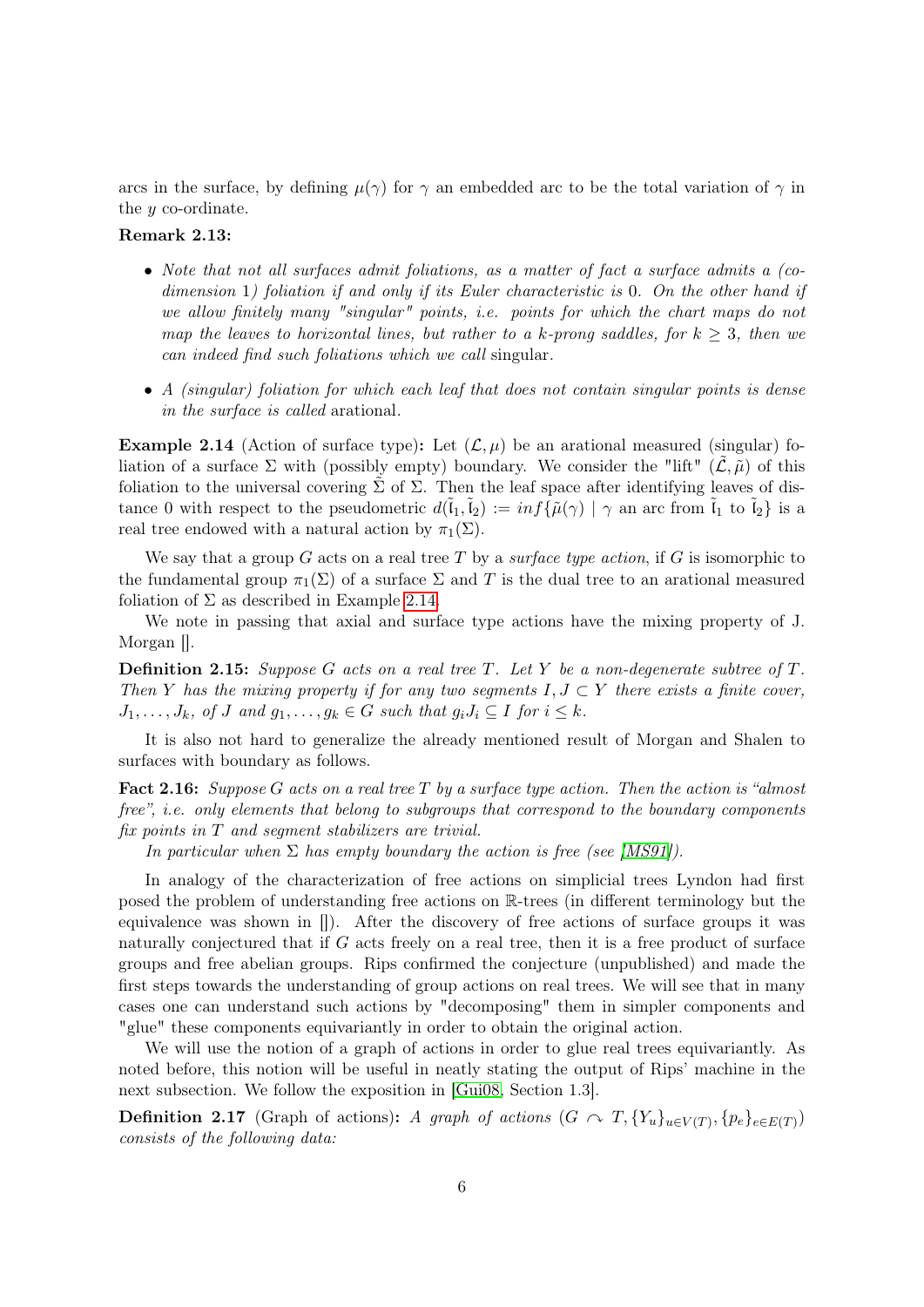arcs in the surface, by defining $\mu(\gamma)$ for $\gamma$ an embedded arc to be the total variation of $\gamma$ in the $y$ co-ordinate.

**Remark 2.13:**

- *Note that not all surfaces admit foliations, as a matter of fact a surface admits a (co-dimension 1) foliation if and only if its Euler characteristic is 0. On the other hand if we allow finitely many "singular" points, i.e. points for which the chart maps do not map the leaves to horizontal lines, but rather to a k-prong saddles, for $k \geq 3$, then we can indeed find such foliations which we call* singular.
- *A (singular) foliation for which each leaf that does not contain singular points is dense in the surface is called* arational.

**Example 2.14** (Action of surface type)**:** Let $(\mathcal{L}, \mu)$ be an arational measured (singular) foliation of a surface $\Sigma$ with (possibly empty) boundary. We consider the "lift" $(\tilde{\mathcal{L}}, \tilde{\mu})$ of this foliation to the universal covering $\tilde{\Sigma}$ of $\Sigma$. Then the leaf space after identifying leaves of distance 0 with respect to the pseudometric $d(\tilde{\mathfrak{l}}_1, \tilde{\mathfrak{l}}_2) := inf\{\tilde{\mu}(\gamma) \mid \gamma \text{ an arc from } \tilde{\mathfrak{l}}_1 \text{ to } \tilde{\mathfrak{l}}_2\}$ is a real tree endowed with a natural action by $\pi_1(\Sigma)$.

We say that a group $G$ acts on a real tree $T$ by a *surface type action*, if $G$ is isomorphic to the fundamental group $\pi_1(\Sigma)$ of a surface $\Sigma$ and $T$ is the dual tree to an arational measured foliation of $\Sigma$ as described in Example 2.14.

We note in passing that axial and surface type actions have the mixing property of J. Morgan [].

**Definition 2.15:** *Suppose $G$ acts on a real tree $T$. Let $Y$ be a non-degenerate subtree of $T$. Then $Y$ has the mixing property if for any two segments $I, J \subset Y$ there exists a finite cover, $J_1, \ldots, J_k$, of $J$ and $g_1, \ldots, g_k \in G$ such that $g_i J_i \subseteq I$ for $i \leq k$.*

It is also not hard to generalize the already mentioned result of Morgan and Shalen to surfaces with boundary as follows.

**Fact 2.16:** *Suppose $G$ acts on a real tree $T$ by a surface type action. Then the action is "almost free", i.e. only elements that belong to subgroups that correspond to the boundary components fix points in $T$ and segment stabilizers are trivial.*

*In particular when $\Sigma$ has empty boundary the action is free (see [MS91]).*

In analogy of the characterization of free actions on simplicial trees Lyndon had first posed the problem of understanding free actions on $\mathbb{R}$-trees (in different terminology but the equivalence was shown in []). After the discovery of free actions of surface groups it was naturally conjectured that if $G$ acts freely on a real tree, then it is a free product of surface groups and free abelian groups. Rips confirmed the conjecture (unpublished) and made the first steps towards the understanding of group actions on real trees. We will see that in many cases one can understand such actions by "decomposing" them in simpler components and "glue" these components equivariantly in order to obtain the original action.

We will use the notion of a graph of actions in order to glue real trees equivariantly. As noted before, this notion will be useful in neatly stating the output of Rips' machine in the next subsection. We follow the exposition in [Gui08, Section 1.3].

**Definition 2.17** (Graph of actions)**:** *A graph of actions $(G \curvearrowright T, \{Y_u\}_{u \in V(T)}, \{p_e\}_{e \in E(T)})$ consists of the following data:*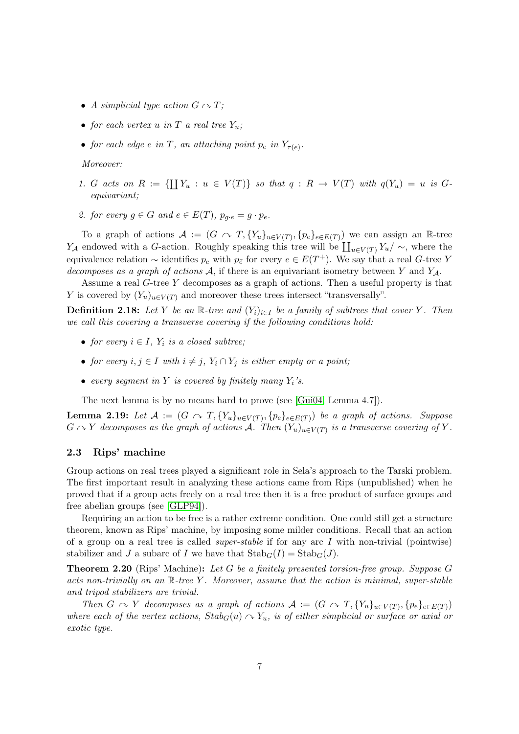- *A simplicial type action $G \curvearrowright T$;*
- *for each vertex $u$ in $T$ a real tree $Y_u$;*
- *for each edge $e$ in $T$, an attaching point $p_e$ in $Y_{\tau(e)}$.*

*Moreover:*

1. *$G$ acts on $R := \{\coprod Y_u : u \in V(T)\}$ so that $q : R \to V(T)$ with $q(Y_u) = u$ is $G$-equivariant;*
2. *for every $g \in G$ and $e \in E(T)$, $p_{g \cdot e} = g \cdot p_e$.*

To a graph of actions $\mathcal{A} := (G \curvearrowright T, \{Y_u\}_{u \in V(T)}, \{p_e\}_{e \in E(T)})$ we can assign an $\mathbb{R}$-tree $Y_{\mathcal{A}}$ endowed with a $G$-action. Roughly speaking this tree will be $\coprod_{u \in V(T)} Y_u / \sim$, where the equivalence relation $\sim$ identifies $p_e$ with $p_{\bar{e}}$ for every $e \in E(T^+)$. We say that a real $G$-tree $Y$ *decomposes as a graph of actions $\mathcal{A}$*, if there is an equivariant isometry between $Y$ and $Y_{\mathcal{A}}$.

Assume a real $G$-tree $Y$ decomposes as a graph of actions. Then a useful property is that $Y$ is covered by $(Y_u)_{u \in V(T)}$ and moreover these trees intersect "transversally".

**Definition 2.18:** *Let $Y$ be an $\mathbb{R}$-tree and $(Y_i)_{i \in I}$ be a family of subtrees that cover $Y$. Then we call this covering a transverse covering if the following conditions hold:*

- *for every $i \in I$, $Y_i$ is a closed subtree;*
- *for every $i, j \in I$ with $i \neq j$, $Y_i \cap Y_j$ is either empty or a point;*
- *every segment in $Y$ is covered by finitely many $Y_i$'s.*

The next lemma is by no means hard to prove (see [Gui04, Lemma 4.7]).

**Lemma 2.19:** *Let $\mathcal{A} := (G \curvearrowright T, \{Y_u\}_{u \in V(T)}, \{p_e\}_{e \in E(T)})$ be a graph of actions. Suppose $G \curvearrowright Y$ decomposes as the graph of actions $\mathcal{A}$. Then $(Y_u)_{u \in V(T)}$ is a transverse covering of $Y$.*

### 2.3 Rips' machine

Group actions on real trees played a significant role in Sela's approach to the Tarski problem. The first important result in analyzing these actions came from Rips (unpublished) when he proved that if a group acts freely on a real tree then it is a free product of surface groups and free abelian groups (see [GLP94]).

Requiring an action to be free is a rather extreme condition. One could still get a structure theorem, known as Rips' machine, by imposing some milder conditions. Recall that an action of a group on a real tree is called *super-stable* if for any arc $I$ with non-trivial (pointwise) stabilizer and $J$ a subarc of $I$ we have that $\mathrm{Stab}_G(I) = \mathrm{Stab}_G(J)$.

**Theorem 2.20** (Rips' Machine)**:** *Let $G$ be a finitely presented torsion-free group. Suppose $G$ acts non-trivially on an $\mathbb{R}$-tree $Y$. Moreover, assume that the action is minimal, super-stable and tripod stabilizers are trivial.*

*Then $G \curvearrowright Y$ decomposes as a graph of actions $\mathcal{A} := (G \curvearrowright T, \{Y_u\}_{u \in V(T)}, \{p_e\}_{e \in E(T)})$ where each of the vertex actions, $Stab_G(u) \curvearrowright Y_u$, is of either simplicial or surface or axial or exotic type.*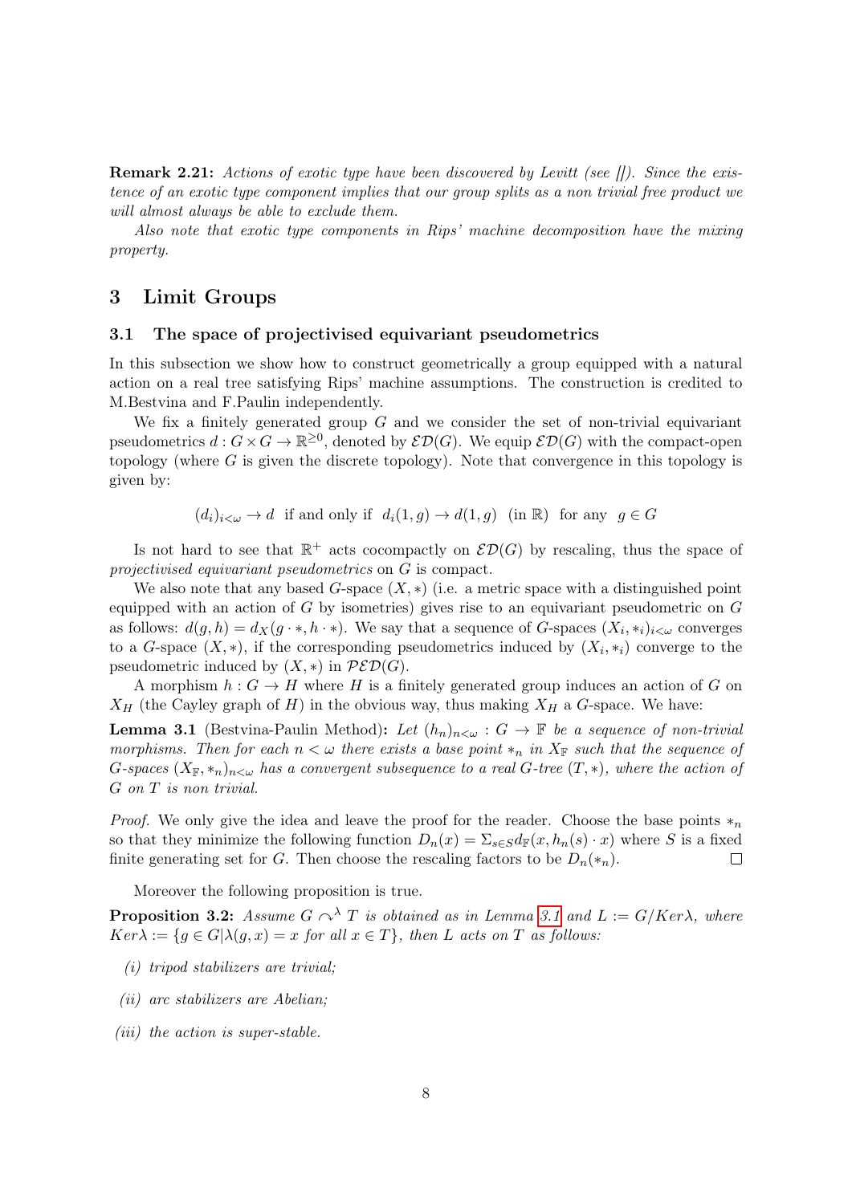**Remark 2.21:** *Actions of exotic type have been discovered by Levitt (see []). Since the existence of an exotic type component implies that our group splits as a non trivial free product we will almost always be able to exclude them.*

*Also note that exotic type components in Rips' machine decomposition have the mixing property.*

# 3 Limit Groups

## 3.1 The space of projectivised equivariant pseudometrics

In this subsection we show how to construct geometrically a group equipped with a natural action on a real tree satisfying Rips' machine assumptions. The construction is credited to M.Bestvina and F.Paulin independently.

We fix a finitely generated group $G$ and we consider the set of non-trivial equivariant pseudometrics $d : G \times G \to \mathbb{R}^{\geq 0}$, denoted by $\mathcal{ED}(G)$. We equip $\mathcal{ED}(G)$ with the compact-open topology (where $G$ is given the discrete topology). Note that convergence in this topology is given by:

$$(d_i)_{i<\omega} \to d \text{ if and only if } d_i(1, g) \to d(1, g) \text{ (in } \mathbb{R}) \text{ for any } g \in G$$

Is not hard to see that $\mathbb{R}^+$ acts cocompactly on $\mathcal{ED}(G)$ by rescaling, thus the space of *projectivised equivariant pseudometrics* on $G$ is compact.

We also note that any based $G$-space $(X, *)$ (i.e. a metric space with a distinguished point equipped with an action of $G$ by isometries) gives rise to an equivariant pseudometric on $G$ as follows: $d(g, h) = d_X(g \cdot *, h \cdot *)$. We say that a sequence of $G$-spaces $(X_i, *_i)_{i<\omega}$ converges to a $G$-space $(X, *)$, if the corresponding pseudometrics induced by $(X_i, *_i)$ converge to the pseudometric induced by $(X, *)$ in $\mathcal{PED}(G)$.

A morphism $h : G \to H$ where $H$ is a finitely generated group induces an action of $G$ on $X_H$ (the Cayley graph of $H$) in the obvious way, thus making $X_H$ a $G$-space. We have:

**Lemma 3.1** (Bestvina-Paulin Method)**:** *Let $(h_n)_{n<\omega} : G \to \mathbb{F}$ be a sequence of non-trivial morphisms. Then for each $n < \omega$ there exists a base point $*_n$ in $X_\mathbb{F}$ such that the sequence of $G$-spaces $(X_\mathbb{F}, *_n)_{n<\omega}$ has a convergent subsequence to a real $G$-tree $(T, *)$, where the action of $G$ on $T$ is non trivial.*

*Proof.* We only give the idea and leave the proof for the reader. Choose the base points $*_n$ so that they minimize the following function $D_n(x) = \Sigma_{s\in S} d_\mathbb{F}(x, h_n(s) \cdot x)$ where $S$ is a fixed finite generating set for $G$. Then choose the rescaling factors to be $D_n(*_n)$. □

Moreover the following proposition is true.

**Proposition 3.2:** *Assume $G \curvearrowright^\lambda T$ is obtained as in Lemma 3.1 and $L := G/Ker\lambda$, where $Ker\lambda := \{g \in G | \lambda(g, x) = x \text{ for all } x \in T\}$, then $L$ acts on $T$ as follows:*

- *(i) tripod stabilizers are trivial;*
- *(ii) arc stabilizers are Abelian;*
- *(iii) the action is super-stable.*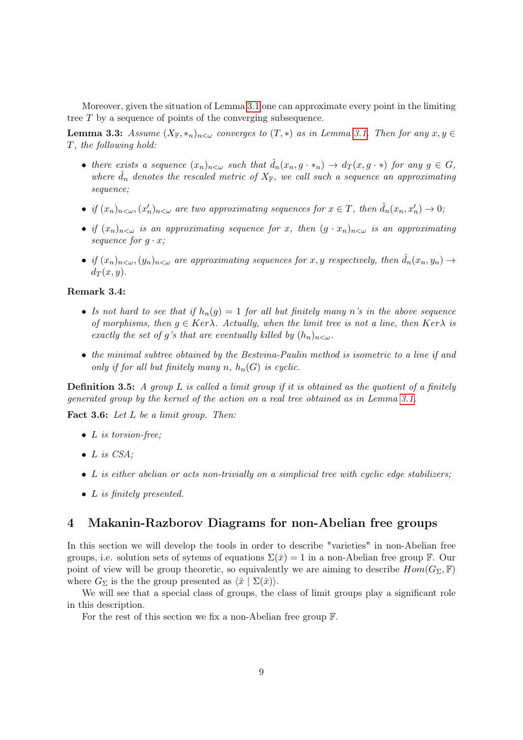Moreover, given the situation of Lemma 3.1 one can approximate every point in the limiting tree $T$ by a sequence of points of the converging subsequence.

**Lemma 3.3:** *Assume $(X_{\mathbb{F}}, *_n)_{n<\omega}$ converges to $(T, *)$ as in Lemma 3.1. Then for any $x, y \in T$, the following hold:*

- *there exists a sequence $(x_n)_{n<\omega}$ such that $\hat{d}_n(x_n, g \cdot *_n) \to d_T(x, g \cdot *)$ for any $g \in G$, where $\hat{d}_n$ denotes the rescaled metric of $X_{\mathbb{F}}$, we call such a sequence an approximating sequence;*
- *if $(x_n)_{n<\omega}, (x'_n)_{n<\omega}$ are two approximating sequences for $x \in T$, then $\hat{d}_n(x_n, x'_n) \to 0$;*
- *if $(x_n)_{n<\omega}$ is an approximating sequence for $x$, then $(g \cdot x_n)_{n<\omega}$ is an approximating sequence for $g \cdot x$;*
- *if $(x_n)_{n<\omega}, (y_n)_{n<\omega}$ are approximating sequences for $x, y$ respectively, then $\hat{d}_n(x_n, y_n) \to d_T(x, y)$.*

**Remark 3.4:**

- *Is not hard to see that if $h_n(g) = 1$ for all but finitely many $n$'s in the above sequence of morphisms, then $g \in Ker\lambda$. Actually, when the limit tree is not a line, then $Ker\lambda$ is exactly the set of $g$'s that are eventually killed by $(h_n)_{n<\omega}$.*
- *the minimal subtree obtained by the Bestvina-Paulin method is isometric to a line if and only if for all but finitely many $n$, $h_n(G)$ is cyclic.*

**Definition 3.5:** *A group $L$ is called a limit group if it is obtained as the quotient of a finitely generated group by the kernel of the action on a real tree obtained as in Lemma 3.1.*

**Fact 3.6:** *Let $L$ be a limit group. Then:*

- *$L$ is torsion-free;*
- *$L$ is CSA;*
- *$L$ is either abelian or acts non-trivially on a simplicial tree with cyclic edge stabilizers;*
- *$L$ is finitely presented.*

## 4 Makanin-Razborov Diagrams for non-Abelian free groups

In this section we will develop the tools in order to describe "varieties" in non-Abelian free groups, i.e. solution sets of sytems of equations $\Sigma(\bar{x}) = 1$ in a non-Abelian free group $\mathbb{F}$. Our point of view will be group theoretic, so equivalently we are aiming to describe $Hom(G_\Sigma, \mathbb{F})$ where $G_\Sigma$ is the the group presented as $\langle \bar{x} \mid \Sigma(\bar{x}) \rangle$.

We will see that a special class of groups, the class of limit groups play a significant role in this description.

For the rest of this section we fix a non-Abelian free group $\mathbb{F}$.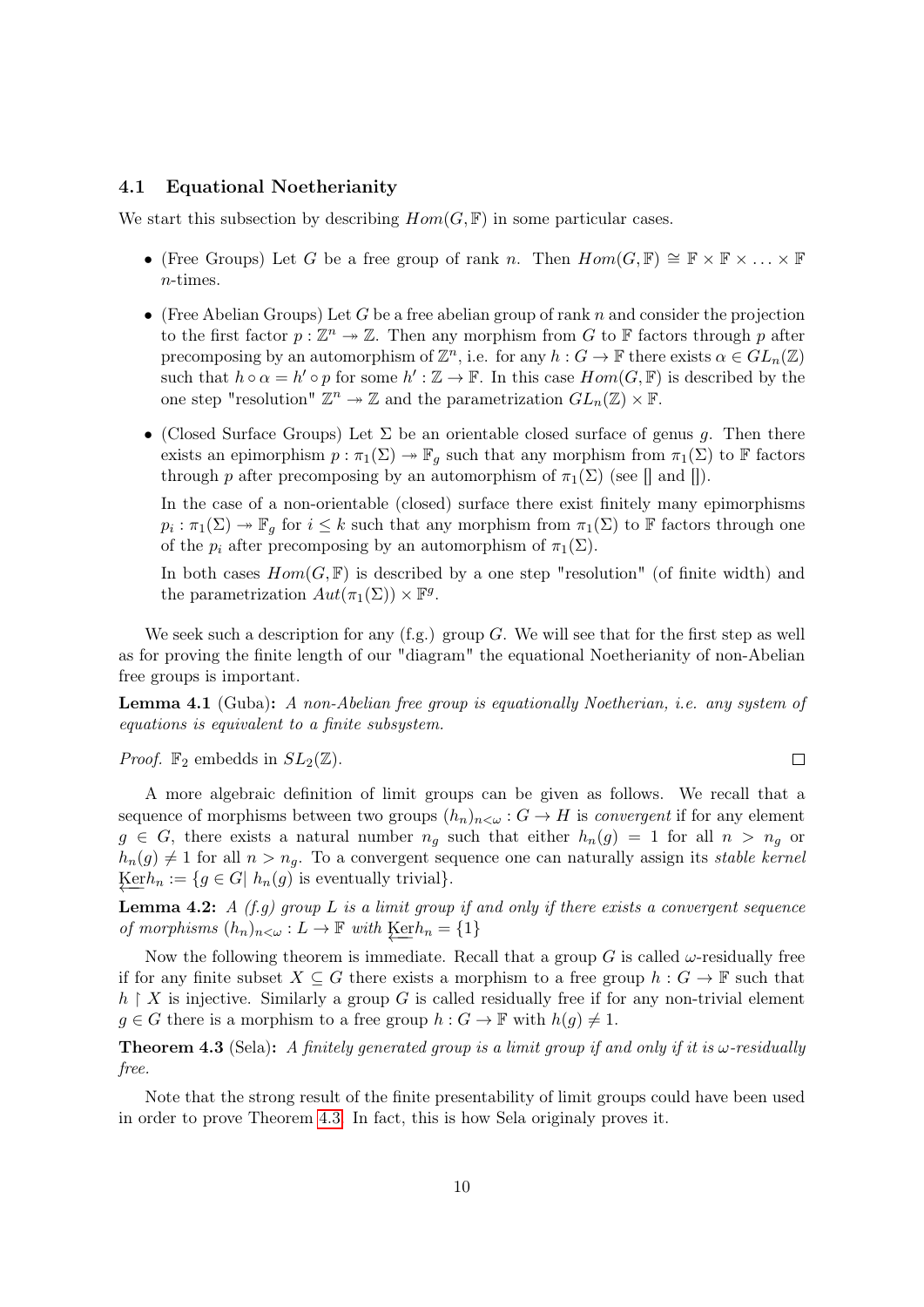### 4.1 Equational Noetherianity

We start this subsection by describing $Hom(G, \mathbb{F})$ in some particular cases.

- (Free Groups) Let $G$ be a free group of rank $n$. Then $Hom(G, \mathbb{F}) \cong \mathbb{F} \times \mathbb{F} \times \ldots \times \mathbb{F}$ $n$-times.
- (Free Abelian Groups) Let $G$ be a free abelian group of rank $n$ and consider the projection to the first factor $p : \mathbb{Z}^n \twoheadrightarrow \mathbb{Z}$. Then any morphism from $G$ to $\mathbb{F}$ factors through $p$ after precomposing by an automorphism of $\mathbb{Z}^n$, i.e. for any $h : G \to \mathbb{F}$ there exists $\alpha \in GL_n(\mathbb{Z})$ such that $h \circ \alpha = h' \circ p$ for some $h' : \mathbb{Z} \to \mathbb{F}$. In this case $Hom(G, \mathbb{F})$ is described by the one step "resolution" $\mathbb{Z}^n \twoheadrightarrow \mathbb{Z}$ and the parametrization $GL_n(\mathbb{Z}) \times \mathbb{F}$.
- (Closed Surface Groups) Let $\Sigma$ be an orientable closed surface of genus $g$. Then there exists an epimorphism $p : \pi_1(\Sigma) \twoheadrightarrow \mathbb{F}_g$ such that any morphism from $\pi_1(\Sigma)$ to $\mathbb{F}$ factors through $p$ after precomposing by an automorphism of $\pi_1(\Sigma)$ (see [] and []).

  In the case of a non-orientable (closed) surface there exist finitely many epimorphisms $p_i : \pi_1(\Sigma) \twoheadrightarrow \mathbb{F}_g$ for $i \leq k$ such that any morphism from $\pi_1(\Sigma)$ to $\mathbb{F}$ factors through one of the $p_i$ after precomposing by an automorphism of $\pi_1(\Sigma)$.

  In both cases $Hom(G, \mathbb{F})$ is described by a one step "resolution" (of finite width) and the parametrization $Aut(\pi_1(\Sigma)) \times \mathbb{F}^g$.

We seek such a description for any (f.g.) group $G$. We will see that for the first step as well as for proving the finite length of our "diagram" the equational Noetherianity of non-Abelian free groups is important.

**Lemma 4.1** (Guba)**:** *A non-Abelian free group is equationally Noetherian, i.e. any system of equations is equivalent to a finite subsystem.*

*Proof.* $\mathbb{F}_2$ embedds in $SL_2(\mathbb{Z})$. □

A more algebraic definition of limit groups can be given as follows. We recall that a sequence of morphisms between two groups $(h_n)_{n<\omega} : G \to H$ is *convergent* if for any element $g \in G$, there exists a natural number $n_g$ such that either $h_n(g) = 1$ for all $n > n_g$ or $h_n(g) \neq 1$ for all $n > n_g$. To a convergent sequence one can naturally assign its *stable kernel* $\underleftarrow{Ker} h_n := \{g \in G | \ h_n(g) \text{ is eventually trivial}\}$.

**Lemma 4.2:** *A (f.g) group $L$ is a limit group if and only if there exists a convergent sequence of morphisms $(h_n)_{n<\omega} : L \to \mathbb{F}$ with $\underleftarrow{Ker} h_n = \{1\}$*

Now the following theorem is immediate. Recall that a group $G$ is called $\omega$-residually free if for any finite subset $X \subseteq G$ there exists a morphism to a free group $h : G \to \mathbb{F}$ such that $h \upharpoonright X$ is injective. Similarly a group $G$ is called residually free if for any non-trivial element $g \in G$ there is a morphism to a free group $h : G \to \mathbb{F}$ with $h(g) \neq 1$.

**Theorem 4.3** (Sela)**:** *A finitely generated group is a limit group if and only if it is $\omega$-residually free.*

Note that the strong result of the finite presentability of limit groups could have been used in order to prove Theorem 4.3. In fact, this is how Sela originaly proves it.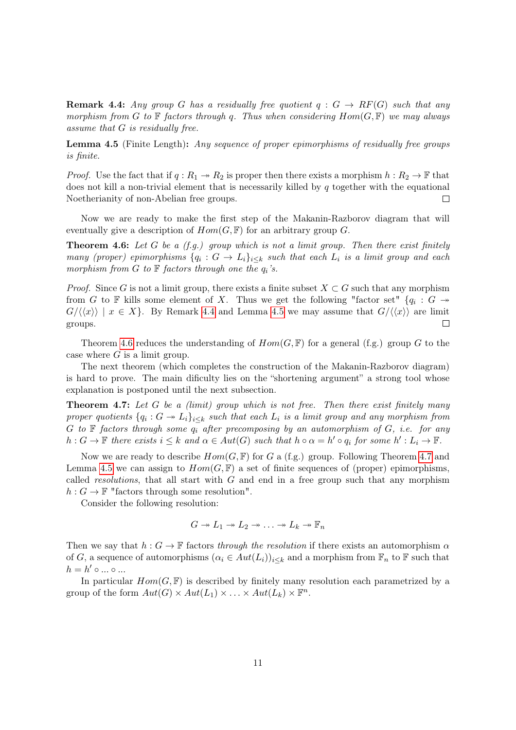**Remark 4.4:** *Any group $G$ has a residually free quotient $q : G \to RF(G)$ such that any morphism from $G$ to $\mathbb{F}$ factors through $q$. Thus when considering $Hom(G, \mathbb{F})$ we may always assume that $G$ is residually free.*

**Lemma 4.5** (Finite Length)**:** *Any sequence of proper epimorphisms of residually free groups is finite.*

*Proof.* Use the fact that if $q : R_1 \twoheadrightarrow R_2$ is proper then there exists a morphism $h : R_2 \to \mathbb{F}$ that does not kill a non-trivial element that is necessarily killed by $q$ together with the equational Noetherianity of non-Abelian free groups. $\square$

Now we are ready to make the first step of the Makanin-Razborov diagram that will eventually give a description of $Hom(G, \mathbb{F})$ for an arbitrary group $G$.

**Theorem 4.6:** *Let $G$ be a (f.g.) group which is not a limit group. Then there exist finitely many (proper) epimorphisms $\{q_i : G \to L_i\}_{i \leq k}$ such that each $L_i$ is a limit group and each morphism from $G$ to $\mathbb{F}$ factors through one the $q_i$'s.*

*Proof.* Since $G$ is not a limit group, there exists a finite subset $X \subset G$ such that any morphism from $G$ to $\mathbb{F}$ kills some element of $X$. Thus we get the following "factor set" $\{q_i : G \twoheadrightarrow G/\langle\langle x \rangle\rangle \mid x \in X\}$. By Remark 4.4 and Lemma 4.5 we may assume that $G/\langle\langle x \rangle\rangle$ are limit groups. $\square$

Theorem 4.6 reduces the understanding of $Hom(G, \mathbb{F})$ for a general (f.g.) group $G$ to the case where $G$ is a limit group.

The next theorem (which completes the construction of the Makanin-Razborov diagram) is hard to prove. The main dificulty lies on the "shortening argument" a strong tool whose explanation is postponed until the next subsection.

**Theorem 4.7:** *Let $G$ be a (limit) group which is not free. Then there exist finitely many proper quotients $\{q_i : G \twoheadrightarrow L_i\}_{i \leq k}$ such that each $L_i$ is a limit group and any morphism from $G$ to $\mathbb{F}$ factors through some $q_i$ after precomposing by an automorphism of $G$, i.e. for any $h : G \to \mathbb{F}$ there exists $i \leq k$ and $\alpha \in Aut(G)$ such that $h \circ \alpha = h' \circ q_i$ for some $h' : L_i \to \mathbb{F}$.*

Now we are ready to describe $Hom(G, \mathbb{F})$ for $G$ a (f.g.) group. Following Theorem 4.7 and Lemma 4.5 we can assign to $Hom(G, \mathbb{F})$ a set of finite sequences of (proper) epimorphisms, called *resolutions*, that all start with $G$ and end in a free group such that any morphism $h : G \to \mathbb{F}$ "factors through some resolution".

Consider the following resolution:

$$G \twoheadrightarrow L_1 \twoheadrightarrow L_2 \twoheadrightarrow \ldots \twoheadrightarrow L_k \twoheadrightarrow \mathbb{F}_n$$

Then we say that $h : G \to \mathbb{F}$ factors *through the resolution* if there exists an automorphism $\alpha$ of $G$, a sequence of automorphisms $(\alpha_i \in Aut(L_i))_{i \leq k}$ and a morphism from $\mathbb{F}_n$ to $\mathbb{F}$ such that $h = h' \circ ... \circ ...$

In particular $Hom(G, \mathbb{F})$ is described by finitely many resolution each parametrized by a group of the form $Aut(G) \times Aut(L_1) \times \ldots \times Aut(L_k) \times \mathbb{F}^n$.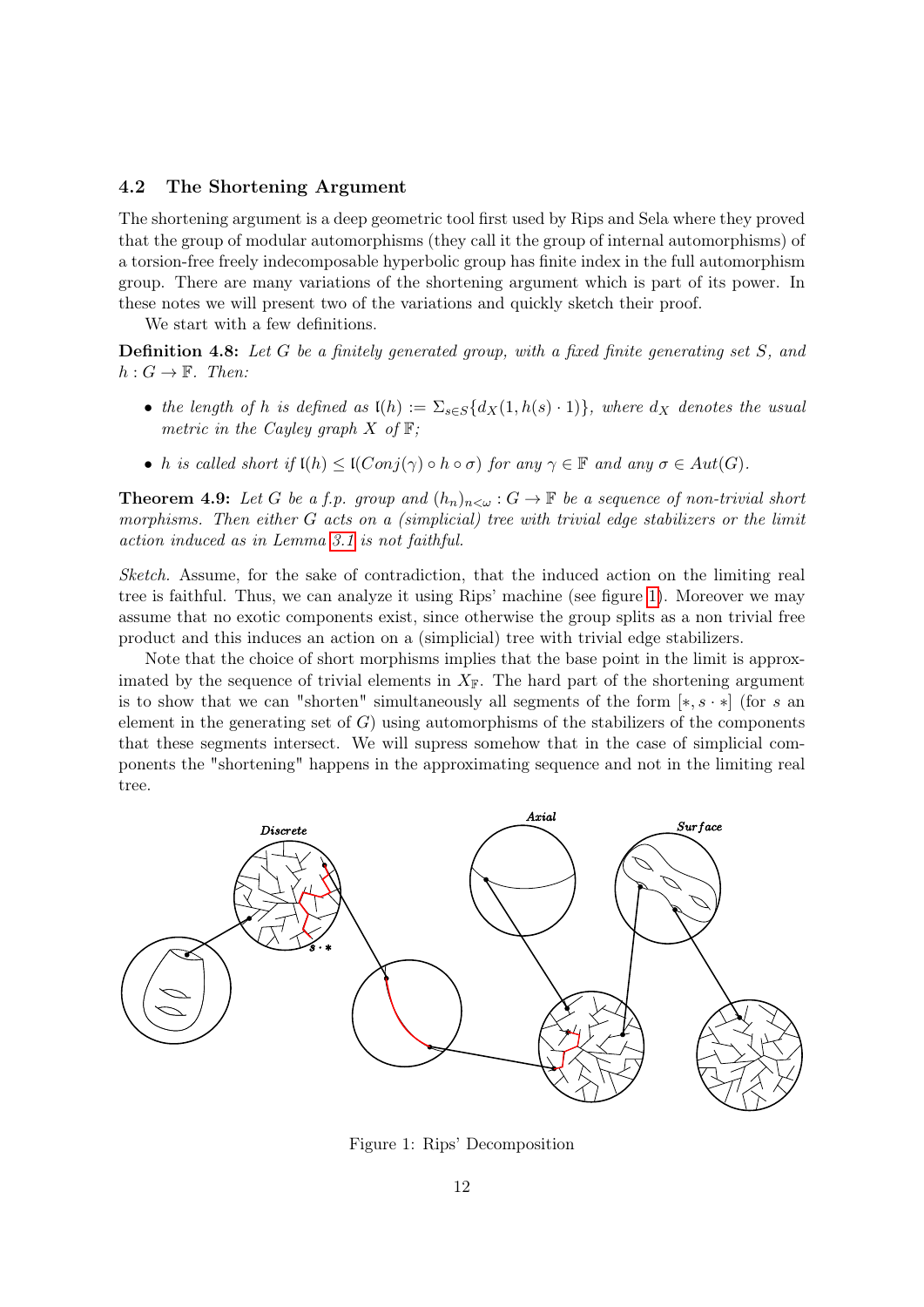## 4.2 The Shortening Argument

The shortening argument is a deep geometric tool first used by Rips and Sela where they proved that the group of modular automorphisms (they call it the group of internal automorphisms) of a torsion-free freely indecomposable hyperbolic group has finite index in the full automorphism group. There are many variations of the shortening argument which is part of its power. In these notes we will present two of the variations and quickly sketch their proof.

We start with a few definitions.

**Definition 4.8:** *Let $G$ be a finitely generated group, with a fixed finite generating set $S$, and $h : G \to \mathbb{F}$. Then:*

- *the length of $h$ is defined as $\mathfrak{l}(h) := \Sigma_{s \in S}\{d_X(1, h(s) \cdot 1)\}$, where $d_X$ denotes the usual metric in the Cayley graph $X$ of $\mathbb{F}$;*
- *$h$ is called short if $\mathfrak{l}(h) \leq \mathfrak{l}(Conj(\gamma) \circ h \circ \sigma)$ for any $\gamma \in \mathbb{F}$ and any $\sigma \in Aut(G)$.*

**Theorem 4.9:** *Let $G$ be a f.p. group and $(h_n)_{n<\omega} : G \to \mathbb{F}$ be a sequence of non-trivial short morphisms. Then either $G$ acts on a (simplicial) tree with trivial edge stabilizers or the limit action induced as in Lemma 3.1 is not faithful.*

*Sketch.* Assume, for the sake of contradiction, that the induced action on the limiting real tree is faithful. Thus, we can analyze it using Rips' machine (see figure 1). Moreover we may assume that no exotic components exist, since otherwise the group splits as a non trivial free product and this induces an action on a (simplicial) tree with trivial edge stabilizers.

Note that the choice of short morphisms implies that the base point in the limit is approximated by the sequence of trivial elements in $X_{\mathbb{F}}$. The hard part of the shortening argument is to show that we can "shorten" simultaneously all segments of the form $[*, s \cdot *]$ (for $s$ an element in the generating set of $G$) using automorphisms of the stabilizers of the components that these segments intersect. We will supress somehow that in the case of simplicial components the "shortening" happens in the approximating sequence and not in the limiting real tree.

Discrete

Axial

Surface

$s \cdot *$

Figure 1: Rips' Decomposition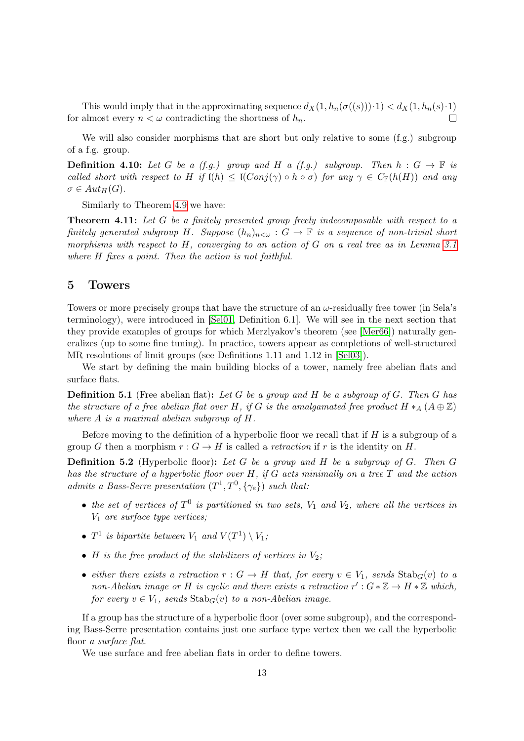This would imply that in the approximating sequence $d_X(1, h_n(\sigma((s))) \cdot 1) < d_X(1, h_n(s) \cdot 1)$ for almost every $n < \omega$ contradicting the shortness of $h_n$. $\square$

We will also consider morphisms that are short but only relative to some (f.g.) subgroup of a f.g. group.

**Definition 4.10:** *Let $G$ be a (f.g.) group and $H$ a (f.g.) subgroup. Then $h : G \to \mathbb{F}$ is called short with respect to $H$ if $\mathfrak{l}(h) \leq \mathfrak{l}(Conj(\gamma) \circ h \circ \sigma)$ for any $\gamma \in C_{\mathbb{F}}(h(H))$ and any $\sigma \in Aut_H(G)$.*

Similarly to Theorem 4.9 we have:

**Theorem 4.11:** *Let $G$ be a finitely presented group freely indecomposable with respect to a finitely generated subgroup $H$. Suppose $(h_n)_{n<\omega} : G \to \mathbb{F}$ is a sequence of non-trivial short morphisms with respect to $H$, converging to an action of $G$ on a real tree as in Lemma 3.1 where $H$ fixes a point. Then the action is not faithful.*

## 5 Towers

Towers or more precisely groups that have the structure of an $\omega$-residually free tower (in Sela's terminology), were introduced in [Sel01, Definition 6.1]. We will see in the next section that they provide examples of groups for which Merzlyakov's theorem (see [Mer66]) naturally generalizes (up to some fine tuning). In practice, towers appear as completions of well-structured MR resolutions of limit groups (see Definitions 1.11 and 1.12 in [Sel03]).

We start by defining the main building blocks of a tower, namely free abelian flats and surface flats.

**Definition 5.1** (Free abelian flat)**:** *Let $G$ be a group and $H$ be a subgroup of $G$. Then $G$ has the structure of a free abelian flat over $H$, if $G$ is the amalgamated free product $H *_A (A \oplus \mathbb{Z})$ where $A$ is a maximal abelian subgroup of $H$.*

Before moving to the definition of a hyperbolic floor we recall that if $H$ is a subgroup of a group $G$ then a morphism $r : G \to H$ is called a *retraction* if $r$ is the identity on $H$.

**Definition 5.2** (Hyperbolic floor)**:** *Let $G$ be a group and $H$ be a subgroup of $G$. Then $G$ has the structure of a hyperbolic floor over $H$, if $G$ acts minimally on a tree $T$ and the action admits a Bass-Serre presentation $(T^1, T^0, \{\gamma_e\})$ such that:*

- *the set of vertices of $T^0$ is partitioned in two sets, $V_1$ and $V_2$, where all the vertices in $V_1$ are surface type vertices;*
- *$T^1$ is bipartite between $V_1$ and $V(T^1) \setminus V_1$;*
- *$H$ is the free product of the stabilizers of vertices in $V_2$;*
- *either there exists a retraction $r : G \to H$ that, for every $v \in V_1$, sends $\text{Stab}_G(v)$ to a non-Abelian image or $H$ is cyclic and there exists a retraction $r' : G * \mathbb{Z} \to H * \mathbb{Z}$ which, for every $v \in V_1$, sends $\text{Stab}_G(v)$ to a non-Abelian image.*

If a group has the structure of a hyperbolic floor (over some subgroup), and the corresponding Bass-Serre presentation contains just one surface type vertex then we call the hyperbolic floor *a surface flat*.

We use surface and free abelian flats in order to define towers.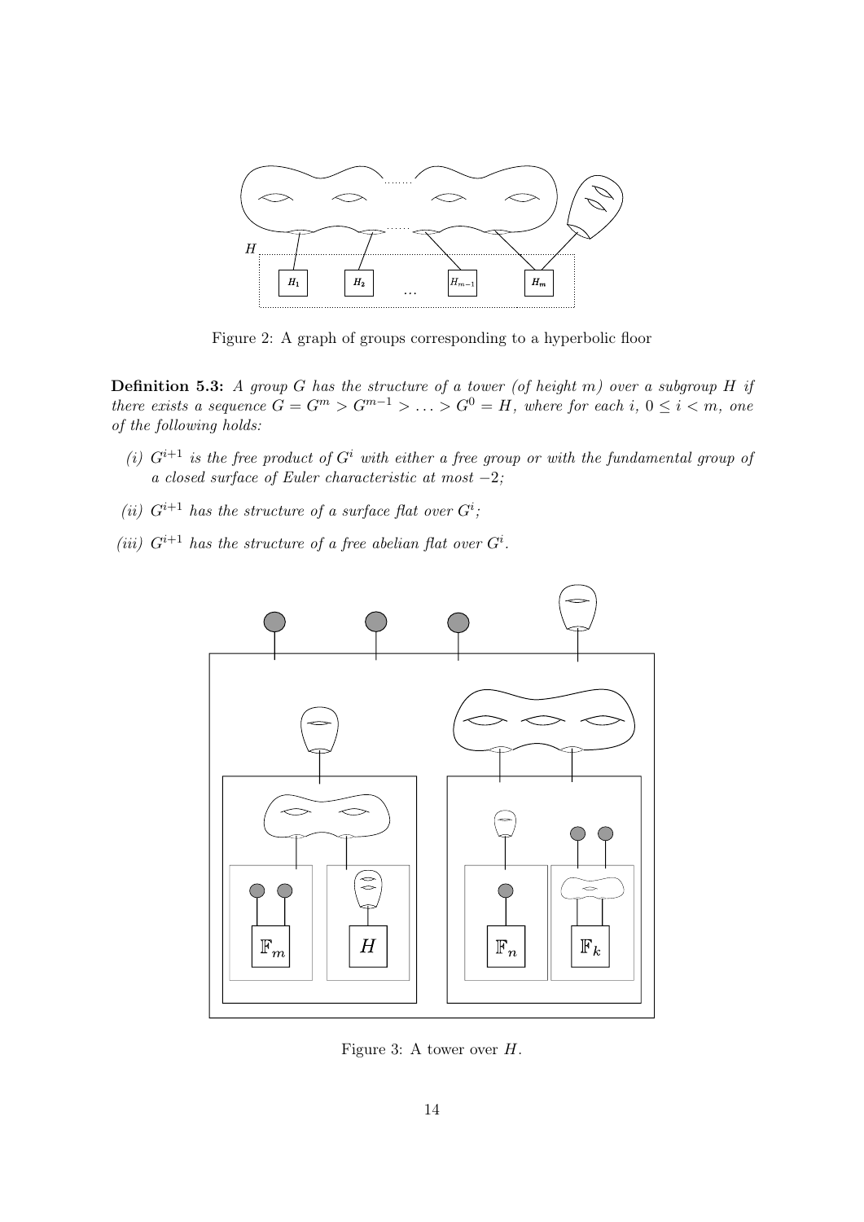$H$

$H_1$ $H_2$ ... $H_{m-1}$ $H_m$

Figure 2: A graph of groups corresponding to a hyperbolic floor

**Definition 5.3:** *A group $G$ has the structure of a tower (of height $m$) over a subgroup $H$ if there exists a sequence $G = G^m > G^{m-1} > \ldots > G^0 = H$, where for each $i$, $0 \leq i < m$, one of the following holds:*

*(i) $G^{i+1}$ is the free product of $G^i$ with either a free group or with the fundamental group of a closed surface of Euler characteristic at most $-2$;*

*(ii) $G^{i+1}$ has the structure of a surface flat over $G^i$;*

*(iii) $G^{i+1}$ has the structure of a free abelian flat over $G^i$.*

$\mathbb{F}_m$ $H$ $\mathbb{F}_n$ $\mathbb{F}_k$

Figure 3: A tower over $H$.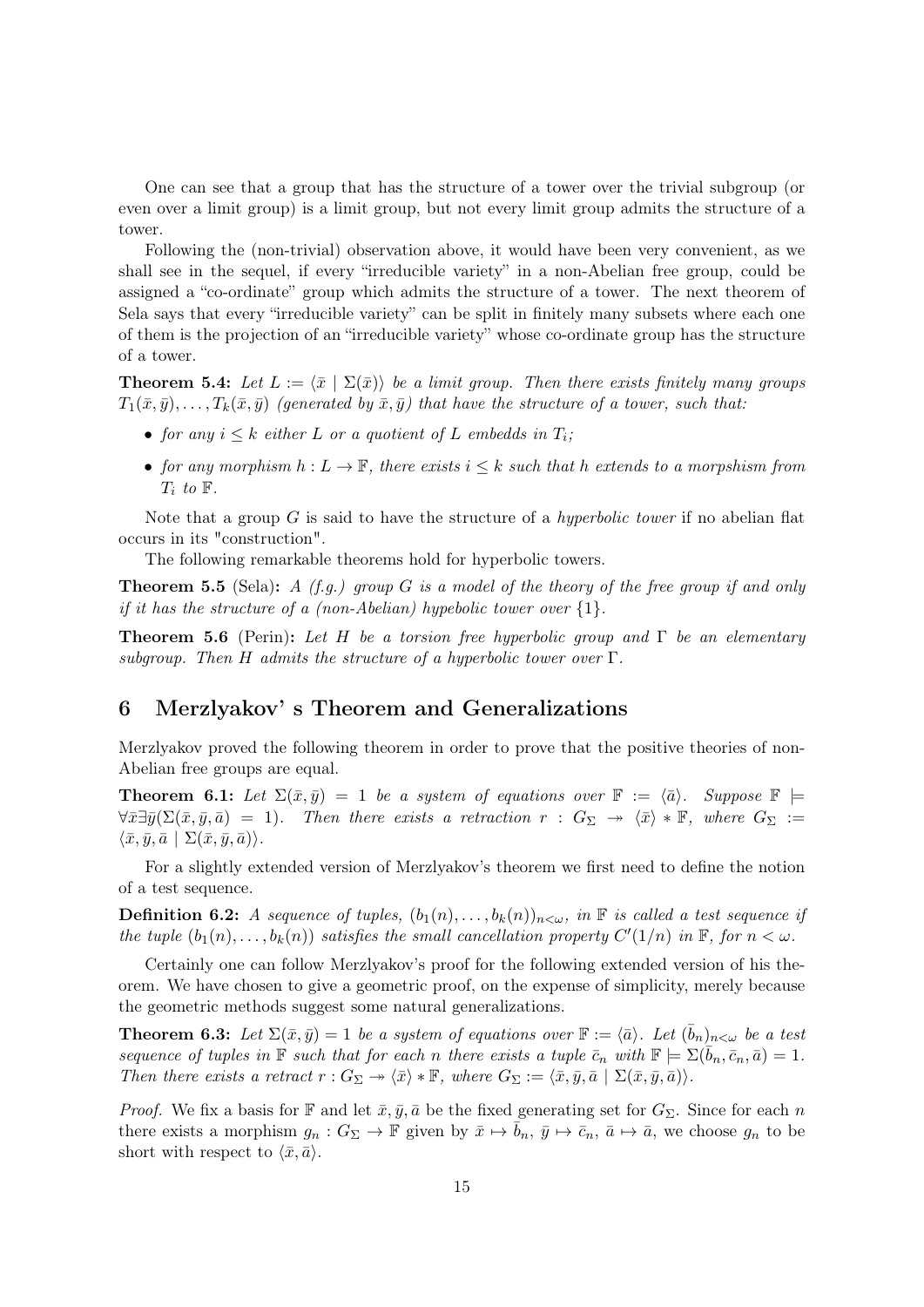One can see that a group that has the structure of a tower over the trivial subgroup (or even over a limit group) is a limit group, but not every limit group admits the structure of a tower.

Following the (non-trivial) observation above, it would have been very convenient, as we shall see in the sequel, if every "irreducible variety" in a non-Abelian free group, could be assigned a "co-ordinate" group which admits the structure of a tower. The next theorem of Sela says that every "irreducible variety" can be split in finitely many subsets where each one of them is the projection of an "irreducible variety" whose co-ordinate group has the structure of a tower.

**Theorem 5.4:** *Let $L := \langle \bar{x} \mid \Sigma(\bar{x}) \rangle$ be a limit group. Then there exists finitely many groups $T_1(\bar{x}, \bar{y}), \ldots, T_k(\bar{x}, \bar{y})$ (generated by $\bar{x}, \bar{y}$) that have the structure of a tower, such that:*

- *for any $i \leq k$ either $L$ or a quotient of $L$ embedds in $T_i$;*
- *for any morphism $h : L \to \mathbb{F}$, there exists $i \leq k$ such that $h$ extends to a morpshism from $T_i$ to $\mathbb{F}$.*

Note that a group $G$ is said to have the structure of a *hyperbolic tower* if no abelian flat occurs in its "construction".

The following remarkable theorems hold for hyperbolic towers.

**Theorem 5.5** (Sela)**:** *A (f.g.) group $G$ is a model of the theory of the free group if and only if it has the structure of a (non-Abelian) hypebolic tower over $\{1\}$.*

**Theorem 5.6** (Perin)**:** *Let $H$ be a torsion free hyperbolic group and $\Gamma$ be an elementary subgroup. Then $H$ admits the structure of a hyperbolic tower over $\Gamma$.*

# 6 Merzlyakov' s Theorem and Generalizations

Merzlyakov proved the following theorem in order to prove that the positive theories of non-Abelian free groups are equal.

**Theorem 6.1:** *Let $\Sigma(\bar{x}, \bar{y}) = 1$ be a system of equations over $\mathbb{F} := \langle \bar{a} \rangle$. Suppose $\mathbb{F} \models \forall \bar{x} \exists \bar{y} (\Sigma(\bar{x}, \bar{y}, \bar{a}) = 1)$. Then there exists a retraction $r : G_\Sigma \twoheadrightarrow \langle \bar{x} \rangle * \mathbb{F}$, where $G_\Sigma := \langle \bar{x}, \bar{y}, \bar{a} \mid \Sigma(\bar{x}, \bar{y}, \bar{a}) \rangle$.*

For a slightly extended version of Merzlyakov's theorem we first need to define the notion of a test sequence.

**Definition 6.2:** *A sequence of tuples, $(b_1(n), \ldots, b_k(n))_{n<\omega}$, in $\mathbb{F}$ is called a test sequence if the tuple $(b_1(n), \ldots, b_k(n))$ satisfies the small cancellation property $C'(1/n)$ in $\mathbb{F}$, for $n < \omega$.*

Certainly one can follow Merzlyakov's proof for the following extended version of his theorem. We have chosen to give a geometric proof, on the expense of simplicity, merely because the geometric methods suggest some natural generalizations.

**Theorem 6.3:** *Let $\Sigma(\bar{x}, \bar{y}) = 1$ be a system of equations over $\mathbb{F} := \langle \bar{a} \rangle$. Let $(\bar{b}_n)_{n<\omega}$ be a test sequence of tuples in $\mathbb{F}$ such that for each $n$ there exists a tuple $\bar{c}_n$ with $\mathbb{F} \models \Sigma(\bar{b}_n, \bar{c}_n, \bar{a}) = 1$. Then there exists a retract $r : G_\Sigma \twoheadrightarrow \langle \bar{x} \rangle * \mathbb{F}$, where $G_\Sigma := \langle \bar{x}, \bar{y}, \bar{a} \mid \Sigma(\bar{x}, \bar{y}, \bar{a}) \rangle$.*

*Proof.* We fix a basis for $\mathbb{F}$ and let $\bar{x}, \bar{y}, \bar{a}$ be the fixed generating set for $G_\Sigma$. Since for each $n$ there exists a morphism $g_n : G_\Sigma \to \mathbb{F}$ given by $\bar{x} \mapsto \bar{b}_n$, $\bar{y} \mapsto \bar{c}_n$, $\bar{a} \mapsto \bar{a}$, we choose $g_n$ to be short with respect to $\langle \bar{x}, \bar{a} \rangle$.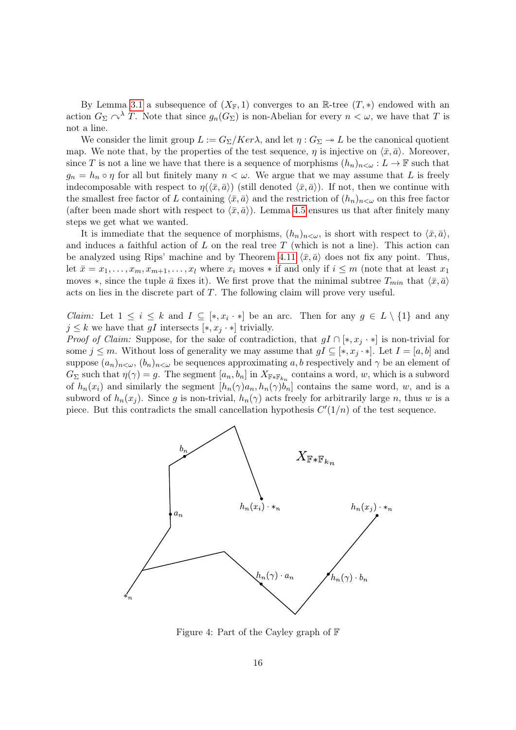By Lemma 3.1 a subsequence of $(X_{\mathbb{F}}, 1)$ converges to an $\mathbb{R}$-tree $(T, *)$ endowed with an action $G_\Sigma \curvearrowright^\lambda T$. Note that since $g_n(G_\Sigma)$ is non-Abelian for every $n < \omega$, we have that $T$ is not a line.

We consider the limit group $L := G_\Sigma / Ker\lambda$, and let $\eta : G_\Sigma \twoheadrightarrow L$ be the canonical quotient map. We note that, by the properties of the test sequence, $\eta$ is injective on $\langle \bar{x}, \bar{a} \rangle$. Moreover, since $T$ is not a line we have that there is a sequence of morphisms $(h_n)_{n<\omega} : L \to \mathbb{F}$ such that $g_n = h_n \circ \eta$ for all but finitely many $n < \omega$. We argue that we may assume that $L$ is freely indecomposable with respect to $\eta(\langle \bar{x}, \bar{a} \rangle)$ (still denoted $\langle \bar{x}, \bar{a} \rangle$). If not, then we continue with the smallest free factor of $L$ containing $\langle \bar{x}, \bar{a} \rangle$ and the restriction of $(h_n)_{n<\omega}$ on this free factor (after been made short with respect to $\langle \bar{x}, \bar{a} \rangle$). Lemma 4.5 ensures us that after finitely many steps we get what we wanted.

It is immediate that the sequence of morphisms, $(h_n)_{n<\omega}$, is short with respect to $\langle \bar{x}, \bar{a} \rangle$, and induces a faithful action of $L$ on the real tree $T$ (which is not a line). This action can be analyzed using Rips' machine and by Theorem 4.11 $\langle \bar{x}, \bar{a} \rangle$ does not fix any point. Thus, let $\bar{x} = x_1, \ldots, x_m, x_{m+1}, \ldots, x_l$ where $x_i$ moves $*$ if and only if $i \leq m$ (note that at least $x_1$ moves $*$, since the tuple $\bar{a}$ fixes it). We first prove that the minimal subtree $T_{min}$ that $\langle \bar{x}, \bar{a} \rangle$ acts on lies in the discrete part of $T$. The following claim will prove very useful.

*Claim:* Let $1 \leq i \leq k$ and $I \subseteq [*, x_i \cdot *]$ be an arc. Then for any $g \in L \setminus \{1\}$ and any $j \leq k$ we have that $gI$ intersects $[*, x_j \cdot *]$ trivially.

*Proof of Claim:* Suppose, for the sake of contradiction, that $gI \cap [*, x_j \cdot *]$ is non-trivial for some $j \leq m$. Without loss of generality we may assume that $gI \subseteq [*, x_j \cdot *]$. Let $I = [a, b]$ and suppose $(a_n)_{n<\omega}$, $(b_n)_{n<\omega}$ be sequences approximating $a, b$ respectively and $\gamma$ be an element of $G_\Sigma$ such that $\eta(\gamma) = g$. The segment $[a_n, b_n]$ in $X_{\mathbb{F} * \mathbb{F}_{k_n}}$ contains a word, $w$, which is a subword of $h_n(x_i)$ and similarly the segment $[h_n(\gamma)a_n, h_n(\gamma)b_n]$ contains the same word, $w$, and is a subword of $h_n(x_j)$. Since $g$ is non-trivial, $h_n(\gamma)$ acts freely for arbitrarily large $n$, thus $w$ is a piece. But this contradicts the small cancellation hypothesis $C'(1/n)$ of the test sequence.

Figure 4: Part of the Cayley graph of $\mathbb{F}$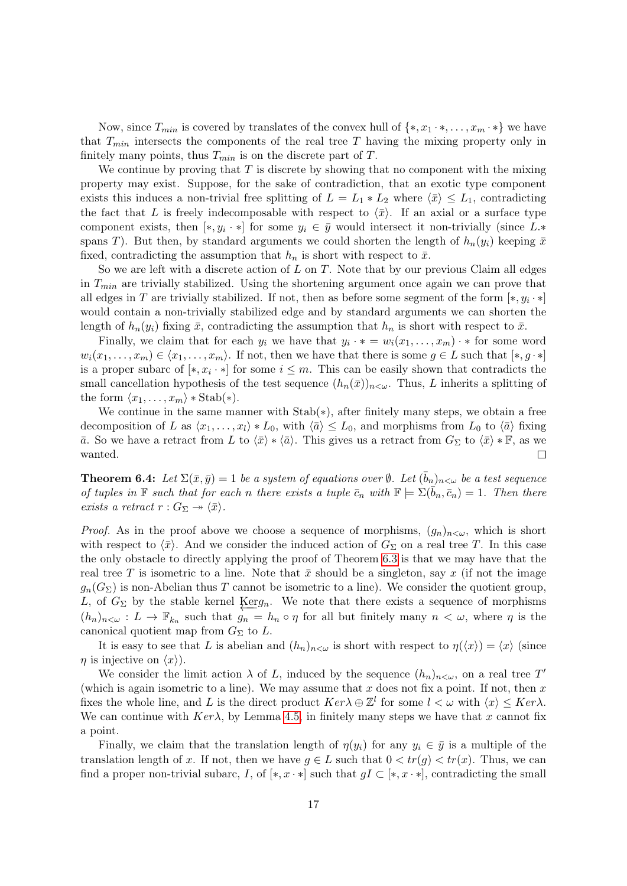Now, since $T_{min}$ is covered by translates of the convex hull of $\{*, x_1 \cdot *, \ldots, x_m \cdot *\}$ we have that $T_{min}$ intersects the components of the real tree $T$ having the mixing property only in finitely many points, thus $T_{min}$ is on the discrete part of $T$.

We continue by proving that $T$ is discrete by showing that no component with the mixing property may exist. Suppose, for the sake of contradiction, that an exotic type component exists this induces a non-trivial free splitting of $L = L_1 * L_2$ where $\langle \bar{x} \rangle \leq L_1$, contradicting the fact that $L$ is freely indecomposable with respect to $\langle \bar{x} \rangle$. If an axial or a surface type component exists, then $[*, y_i \cdot *]$ for some $y_i \in \bar{y}$ would intersect it non-trivially (since $L.*$ spans $T$). But then, by standard arguments we could shorten the length of $h_n(y_i)$ keeping $\bar{x}$ fixed, contradicting the assumption that $h_n$ is short with respect to $\bar{x}$.

So we are left with a discrete action of $L$ on $T$. Note that by our previous Claim all edges in $T_{min}$ are trivially stabilized. Using the shortening argument once again we can prove that all edges in $T$ are trivially stabilized. If not, then as before some segment of the form $[*, y_i \cdot *]$ would contain a non-trivially stabilized edge and by standard arguments we can shorten the length of $h_n(y_i)$ fixing $\bar{x}$, contradicting the assumption that $h_n$ is short with respect to $\bar{x}$.

Finally, we claim that for each $y_i$ we have that $y_i \cdot * = w_i(x_1, \ldots, x_m) \cdot *$ for some word $w_i(x_1, \ldots, x_m) \in \langle x_1, \ldots, x_m \rangle$. If not, then we have that there is some $g \in L$ such that $[*, g \cdot *]$ is a proper subarc of $[*, x_i \cdot *]$ for some $i \leq m$. This can be easily shown that contradicts the small cancellation hypothesis of the test sequence $(h_n(\bar{x}))_{n<\omega}$. Thus, $L$ inherits a splitting of the form $\langle x_1, \ldots, x_m \rangle * \mathrm{Stab}(*)$.

We continue in the same manner with $\mathrm{Stab}(*)$, after finitely many steps, we obtain a free decomposition of $L$ as $\langle x_1, \ldots, x_l \rangle * L_0$, with $\langle \bar{a} \rangle \leq L_0$, and morphisms from $L_0$ to $\langle \bar{a} \rangle$ fixing $\bar{a}$. So we have a retract from $L$ to $\langle \bar{x} \rangle * \langle \bar{a} \rangle$. This gives us a retract from $G_\Sigma$ to $\langle \bar{x} \rangle * \mathbb{F}$, as we wanted. ☐

**Theorem 6.4:** *Let $\Sigma(\bar{x}, \bar{y}) = 1$ be a system of equations over $\emptyset$. Let $(\bar{b}_n)_{n<\omega}$ be a test sequence of tuples in $\mathbb{F}$ such that for each $n$ there exists a tuple $\bar{c}_n$ with $\mathbb{F} \models \Sigma(\bar{b}_n, \bar{c}_n) = 1$. Then there exists a retract $r : G_\Sigma \twoheadrightarrow \langle \bar{x} \rangle$.*

*Proof.* As in the proof above we choose a sequence of morphisms, $(g_n)_{n<\omega}$, which is short with respect to $\langle \bar{x} \rangle$. And we consider the induced action of $G_\Sigma$ on a real tree $T$. In this case the only obstacle to directly applying the proof of Theorem 6.3 is that we may have that the real tree $T$ is isometric to a line. Note that $\bar{x}$ should be a singleton, say $x$ (if not the image $g_n(G_\Sigma)$ is non-Abelian thus $T$ cannot be isometric to a line). We consider the quotient group, $L$, of $G_\Sigma$ by the stable kernel $\underleftarrow{Ker} g_n$. We note that there exists a sequence of morphisms $(h_n)_{n<\omega} : L \to \mathbb{F}_{k_n}$ such that $g_n = h_n \circ \eta$ for all but finitely many $n < \omega$, where $\eta$ is the canonical quotient map from $G_\Sigma$ to $L$.

It is easy to see that $L$ is abelian and $(h_n)_{n<\omega}$ is short with respect to $\eta(\langle x \rangle) = \langle x \rangle$ (since $\eta$ is injective on $\langle x \rangle$).

We consider the limit action $\lambda$ of $L$, induced by the sequence $(h_n)_{n<\omega}$, on a real tree $T'$ (which is again isometric to a line). We may assume that $x$ does not fix a point. If not, then $x$ fixes the whole line, and $L$ is the direct product $Ker\lambda \oplus \mathbb{Z}^l$ for some $l < \omega$ with $\langle x \rangle \leq Ker\lambda$. We can continue with $Ker\lambda$, by Lemma 4.5, in finitely many steps we have that $x$ cannot fix a point.

Finally, we claim that the translation length of $\eta(y_i)$ for any $y_i \in \bar{y}$ is a multiple of the translation length of $x$. If not, then we have $g \in L$ such that $0 < tr(g) < tr(x)$. Thus, we can find a proper non-trivial subarc, $I$, of $[*, x \cdot *]$ such that $gI \subset [*, x \cdot *]$, contradicting the small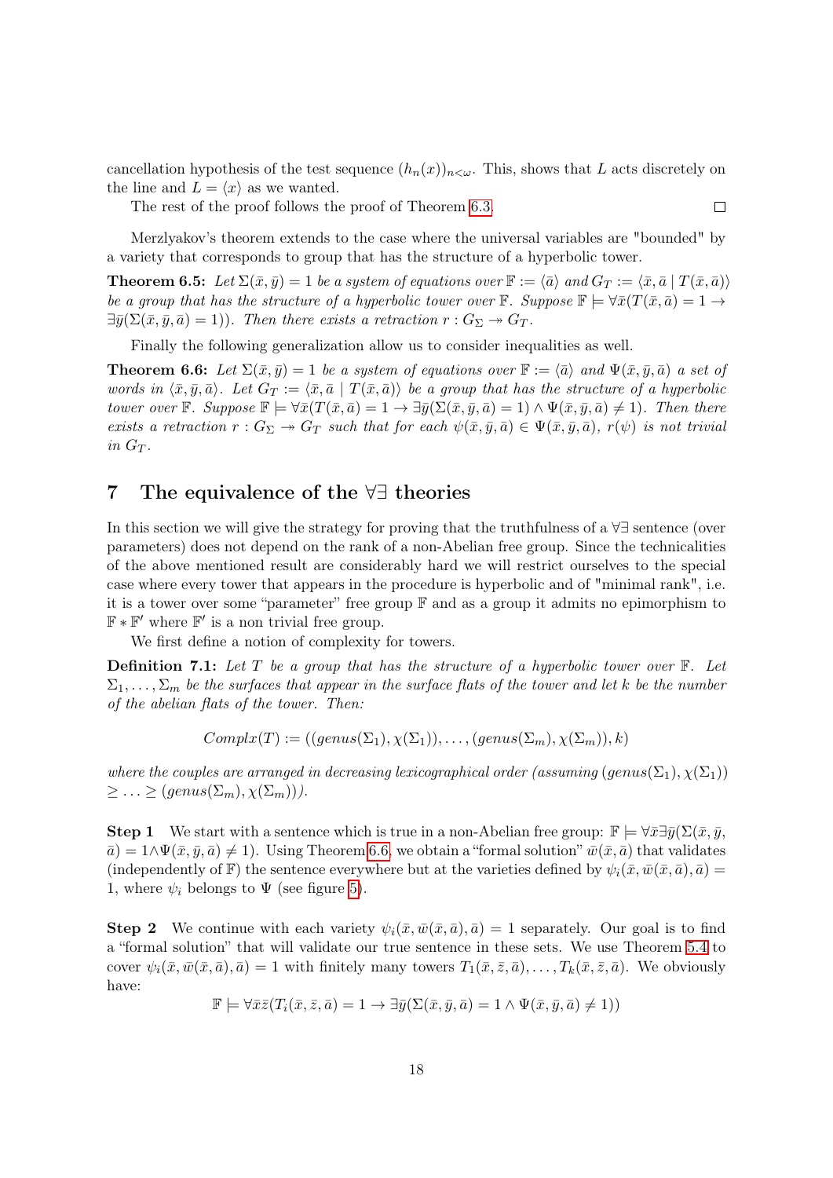cancellation hypothesis of the test sequence $(h_n(x))_{n<\omega}$. This, shows that $L$ acts discretely on the line and $L = \langle x \rangle$ as we wanted.

The rest of the proof follows the proof of Theorem 6.3. □

Merzlyakov's theorem extends to the case where the universal variables are "bounded" by a variety that corresponds to group that has the structure of a hyperbolic tower.

**Theorem 6.5:** *Let $\Sigma(\bar{x}, \bar{y}) = 1$ be a system of equations over $\mathbb{F} := \langle \bar{a} \rangle$ and $G_T := \langle \bar{x}, \bar{a} \mid T(\bar{x}, \bar{a}) \rangle$ be a group that has the structure of a hyperbolic tower over $\mathbb{F}$. Suppose $\mathbb{F} \models \forall \bar{x}(T(\bar{x}, \bar{a}) = 1 \to \exists \bar{y}(\Sigma(\bar{x}, \bar{y}, \bar{a}) = 1))$. Then there exists a retraction $r : G_\Sigma \twoheadrightarrow G_T$.*

Finally the following generalization allow us to consider inequalities as well.

**Theorem 6.6:** *Let $\Sigma(\bar{x}, \bar{y}) = 1$ be a system of equations over $\mathbb{F} := \langle \bar{a} \rangle$ and $\Psi(\bar{x}, \bar{y}, \bar{a})$ a set of words in $\langle \bar{x}, \bar{y}, \bar{a} \rangle$. Let $G_T := \langle \bar{x}, \bar{a} \mid T(\bar{x}, \bar{a}) \rangle$ be a group that has the structure of a hyperbolic tower over $\mathbb{F}$. Suppose $\mathbb{F} \models \forall \bar{x}(T(\bar{x}, \bar{a}) = 1 \to \exists \bar{y}(\Sigma(\bar{x}, \bar{y}, \bar{a}) = 1) \wedge \Psi(\bar{x}, \bar{y}, \bar{a}) \neq 1)$. Then there exists a retraction $r : G_\Sigma \twoheadrightarrow G_T$ such that for each $\psi(\bar{x}, \bar{y}, \bar{a}) \in \Psi(\bar{x}, \bar{y}, \bar{a})$, $r(\psi)$ is not trivial in $G_T$.*

## 7 The equivalence of the $\forall\exists$ theories

In this section we will give the strategy for proving that the truthfulness of a $\forall\exists$ sentence (over parameters) does not depend on the rank of a non-Abelian free group. Since the technicalities of the above mentioned result are considerably hard we will restrict ourselves to the special case where every tower that appears in the procedure is hyperbolic and of "minimal rank", i.e. it is a tower over some "parameter" free group $\mathbb{F}$ and as a group it admits no epimorphism to $\mathbb{F} * \mathbb{F}'$ where $\mathbb{F}'$ is a non trivial free group.

We first define a notion of complexity for towers.

**Definition 7.1:** *Let $T$ be a group that has the structure of a hyperbolic tower over $\mathbb{F}$. Let $\Sigma_1, \ldots, \Sigma_m$ be the surfaces that appear in the surface flats of the tower and let $k$ be the number of the abelian flats of the tower. Then:*

$$Complx(T) := ((genus(\Sigma_1), \chi(\Sigma_1)), \ldots, (genus(\Sigma_m), \chi(\Sigma_m)), k)$$

*where the couples are arranged in decreasing lexicographical order (assuming $(genus(\Sigma_1), \chi(\Sigma_1)) \geq \ldots \geq (genus(\Sigma_m), \chi(\Sigma_m))$).*

**Step 1** We start with a sentence which is true in a non-Abelian free group: $\mathbb{F} \models \forall \bar{x} \exists \bar{y}(\Sigma(\bar{x}, \bar{y}, \bar{a}) = 1 \wedge \Psi(\bar{x}, \bar{y}, \bar{a}) \neq 1)$. Using Theorem 6.6, we obtain a "formal solution" $\bar{w}(\bar{x}, \bar{a})$ that validates (independently of $\mathbb{F}$) the sentence everywhere but at the varieties defined by $\psi_i(\bar{x}, \bar{w}(\bar{x}, \bar{a}), \bar{a}) = 1$, where $\psi_i$ belongs to $\Psi$ (see figure 5).

**Step 2** We continue with each variety $\psi_i(\bar{x}, \bar{w}(\bar{x}, \bar{a}), \bar{a}) = 1$ separately. Our goal is to find a "formal solution" that will validate our true sentence in these sets. We use Theorem 5.4 to cover $\psi_i(\bar{x}, \bar{w}(\bar{x}, \bar{a}), \bar{a}) = 1$ with finitely many towers $T_1(\bar{x}, \bar{z}, \bar{a}), \ldots, T_k(\bar{x}, \bar{z}, \bar{a})$. We obviously have:

$$\mathbb{F} \models \forall \bar{x} \bar{z}(T_i(\bar{x}, \bar{z}, \bar{a}) = 1 \to \exists \bar{y}(\Sigma(\bar{x}, \bar{y}, \bar{a}) = 1 \wedge \Psi(\bar{x}, \bar{y}, \bar{a}) \neq 1))$$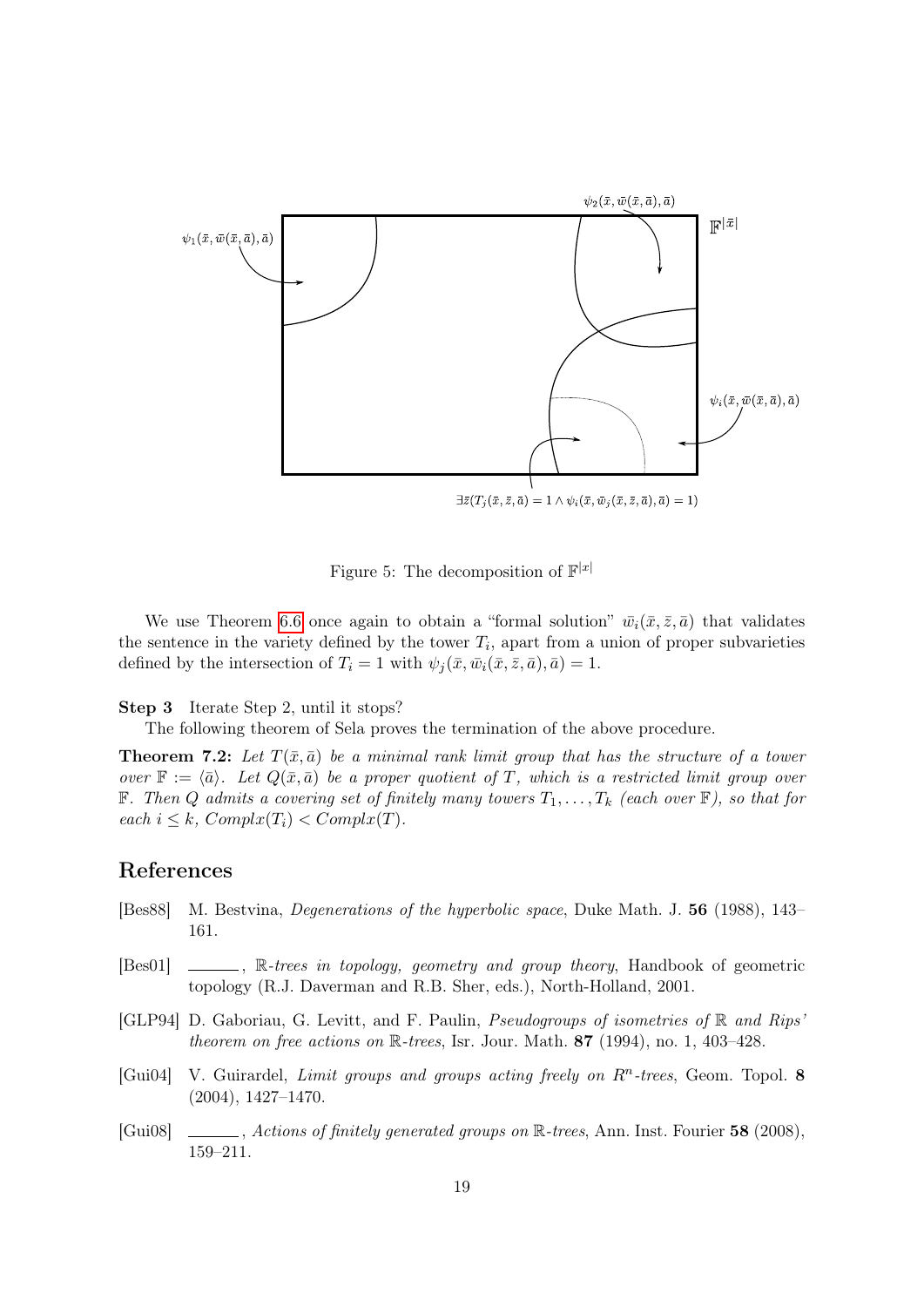$\psi_2(\bar{x}, \bar{w}(\bar{x}, \bar{a}), \bar{a})$

$\mathbb{F}^{|\bar{x}|}$

$\psi_1(\bar{x}, \bar{w}(\bar{x}, \bar{a}), \bar{a})$

$\psi_i(\bar{x}, \bar{w}(\bar{x}, \bar{a}), \bar{a})$

$\exists \bar{z}(T_j(\bar{x}, \bar{z}, \bar{a}) = 1 \wedge \psi_i(\bar{x}, \bar{w}_j(\bar{x}, \bar{z}, \bar{a}), \bar{a}) = 1)$

Figure 5: The decomposition of $\mathbb{F}^{|x|}$

We use Theorem 6.6 once again to obtain a "formal solution" $\bar{w}_i(\bar{x}, \bar{z}, \bar{a})$ that validates the sentence in the variety defined by the tower $T_i$, apart from a union of proper subvarieties defined by the intersection of $T_i = 1$ with $\psi_j(\bar{x}, \bar{w}_i(\bar{x}, \bar{z}, \bar{a}), \bar{a}) = 1$.

**Step 3** Iterate Step 2, until it stops?

The following theorem of Sela proves the termination of the above procedure.

**Theorem 7.2:** *Let $T(\bar{x}, \bar{a})$ be a minimal rank limit group that has the structure of a tower over $\mathbb{F} := \langle \bar{a} \rangle$. Let $Q(\bar{x}, \bar{a})$ be a proper quotient of $T$, which is a restricted limit group over $\mathbb{F}$. Then $Q$ admits a covering set of finitely many towers $T_1, \ldots, T_k$ (each over $\mathbb{F}$), so that for each $i \leq k$, $Complx(T_i) < Complx(T)$.*

## References

[Bes88] M. Bestvina, *Degenerations of the hyperbolic space*, Duke Math. J. **56** (1988), 143–161.

[Bes01] ———, *$\mathbb{R}$-trees in topology, geometry and group theory*, Handbook of geometric topology (R.J. Daverman and R.B. Sher, eds.), North-Holland, 2001.

[GLP94] D. Gaboriau, G. Levitt, and F. Paulin, *Pseudogroups of isometries of $\mathbb{R}$ and Rips' theorem on free actions on $\mathbb{R}$-trees*, Isr. Jour. Math. **87** (1994), no. 1, 403–428.

[Gui04] V. Guirardel, *Limit groups and groups acting freely on $R^n$-trees*, Geom. Topol. **8** (2004), 1427–1470.

[Gui08] ———, *Actions of finitely generated groups on $\mathbb{R}$-trees*, Ann. Inst. Fourier **58** (2008), 159–211.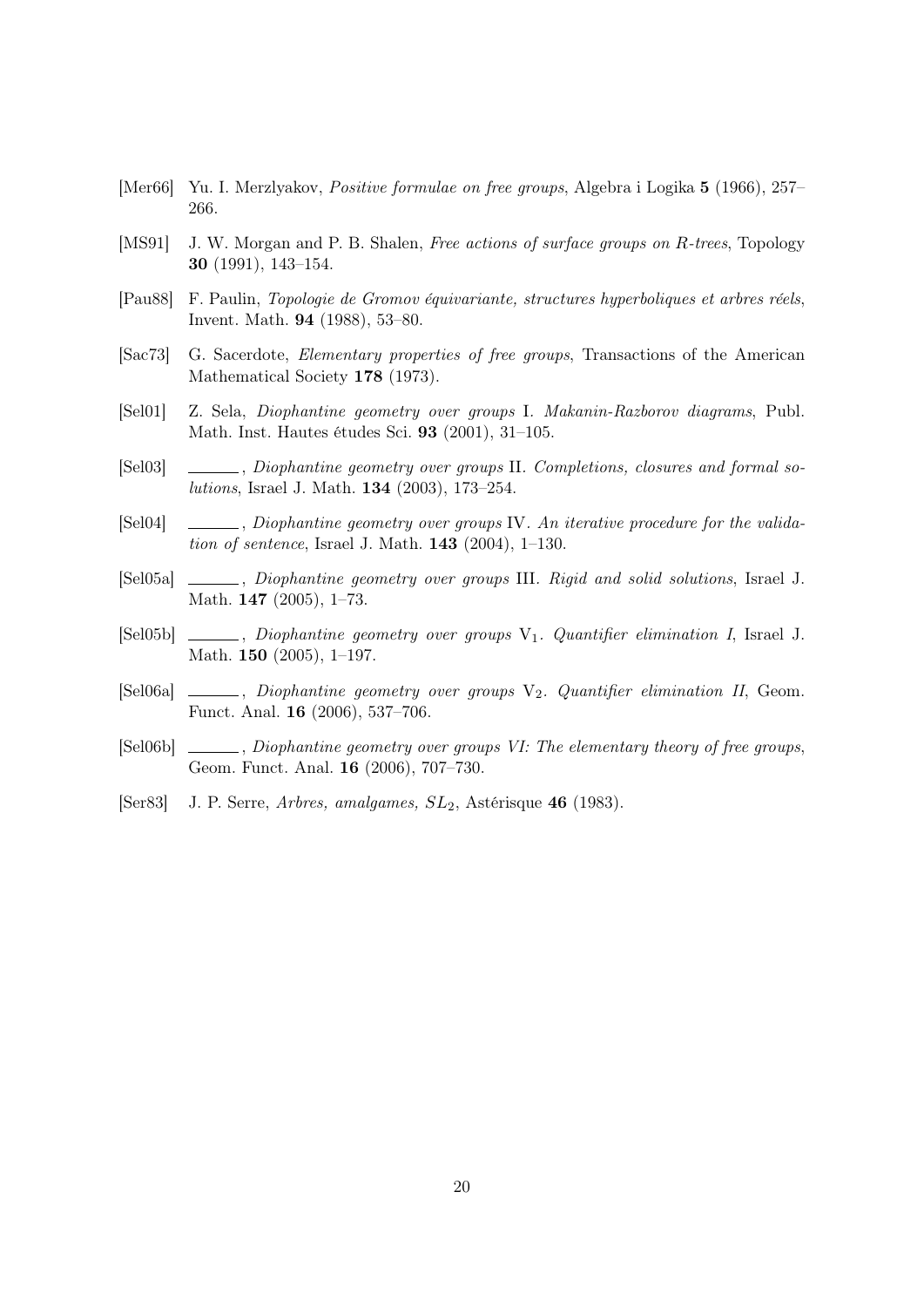[Mer66] Yu. I. Merzlyakov, *Positive formulae on free groups*, Algebra i Logika **5** (1966), 257–266.

[MS91] J. W. Morgan and P. B. Shalen, *Free actions of surface groups on R-trees*, Topology **30** (1991), 143–154.

[Pau88] F. Paulin, *Topologie de Gromov équivariante, structures hyperboliques et arbres réels*, Invent. Math. **94** (1988), 53–80.

[Sac73] G. Sacerdote, *Elementary properties of free groups*, Transactions of the American Mathematical Society **178** (1973).

[Sel01] Z. Sela, *Diophantine geometry over groups* I. *Makanin-Razborov diagrams*, Publ. Math. Inst. Hautes études Sci. **93** (2001), 31–105.

[Sel03] ______, *Diophantine geometry over groups* II. *Completions, closures and formal solutions*, Israel J. Math. **134** (2003), 173–254.

[Sel04] ______, *Diophantine geometry over groups* IV. *An iterative procedure for the validation of sentence*, Israel J. Math. **143** (2004), 1–130.

[Sel05a] ______, *Diophantine geometry over groups* III. *Rigid and solid solutions*, Israel J. Math. **147** (2005), 1–73.

[Sel05b] ______, *Diophantine geometry over groups* $\mathrm{V}_1$. *Quantifier elimination I*, Israel J. Math. **150** (2005), 1–197.

[Sel06a] ______, *Diophantine geometry over groups* $\mathrm{V}_2$. *Quantifier elimination II*, Geom. Funct. Anal. **16** (2006), 537–706.

[Sel06b] ______, *Diophantine geometry over groups VI: The elementary theory of free groups*, Geom. Funct. Anal. **16** (2006), 707–730.

[Ser83] J. P. Serre, *Arbres, amalgames, $SL_2$*, Astérisque **46** (1983).